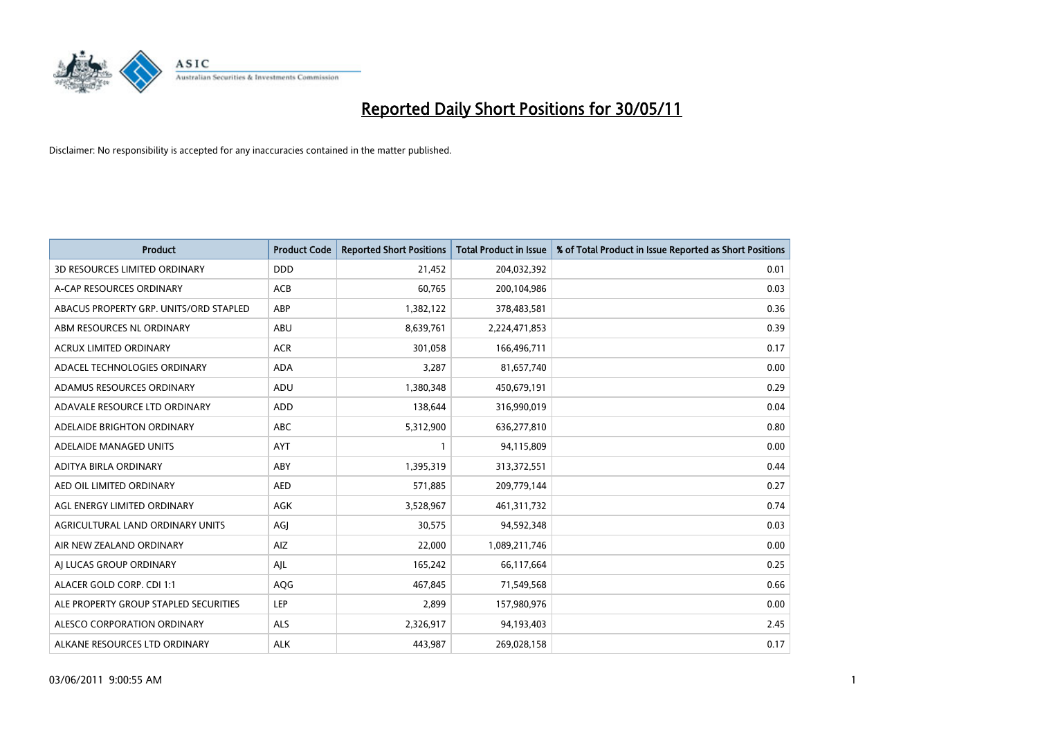# Reported Daily Short Positions for 30/05/11

Disclaimer: No responsibility is accepted for any inaccuracies contained in the matter published.

| Product | Product Code | Reported Short Positions | Total Product in Issue | % of Total Product in Issue Reported as Short Positions |
|---|---|---|---|---|
| 3D RESOURCES LIMITED ORDINARY | DDD | 21,452 | 204,032,392 | 0.01 |
| A-CAP RESOURCES ORDINARY | ACB | 60,765 | 200,104,986 | 0.03 |
| ABACUS PROPERTY GRP. UNITS/ORD STAPLED | ABP | 1,382,122 | 378,483,581 | 0.36 |
| ABM RESOURCES NL ORDINARY | ABU | 8,639,761 | 2,224,471,853 | 0.39 |
| ACRUX LIMITED ORDINARY | ACR | 301,058 | 166,496,711 | 0.17 |
| ADACEL TECHNOLOGIES ORDINARY | ADA | 3,287 | 81,657,740 | 0.00 |
| ADAMUS RESOURCES ORDINARY | ADU | 1,380,348 | 450,679,191 | 0.29 |
| ADAVALE RESOURCE LTD ORDINARY | ADD | 138,644 | 316,990,019 | 0.04 |
| ADELAIDE BRIGHTON ORDINARY | ABC | 5,312,900 | 636,277,810 | 0.80 |
| ADELAIDE MANAGED UNITS | AYT | 1 | 94,115,809 | 0.00 |
| ADITYA BIRLA ORDINARY | ABY | 1,395,319 | 313,372,551 | 0.44 |
| AED OIL LIMITED ORDINARY | AED | 571,885 | 209,779,144 | 0.27 |
| AGL ENERGY LIMITED ORDINARY | AGK | 3,528,967 | 461,311,732 | 0.74 |
| AGRICULTURAL LAND ORDINARY UNITS | AGJ | 30,575 | 94,592,348 | 0.03 |
| AIR NEW ZEALAND ORDINARY | AIZ | 22,000 | 1,089,211,746 | 0.00 |
| AJ LUCAS GROUP ORDINARY | AJL | 165,242 | 66,117,664 | 0.25 |
| ALACER GOLD CORP. CDI 1:1 | AQG | 467,845 | 71,549,568 | 0.66 |
| ALE PROPERTY GROUP STAPLED SECURITIES | LEP | 2,899 | 157,980,976 | 0.00 |
| ALESCO CORPORATION ORDINARY | ALS | 2,326,917 | 94,193,403 | 2.45 |
| ALKANE RESOURCES LTD ORDINARY | ALK | 443,987 | 269,028,158 | 0.17 |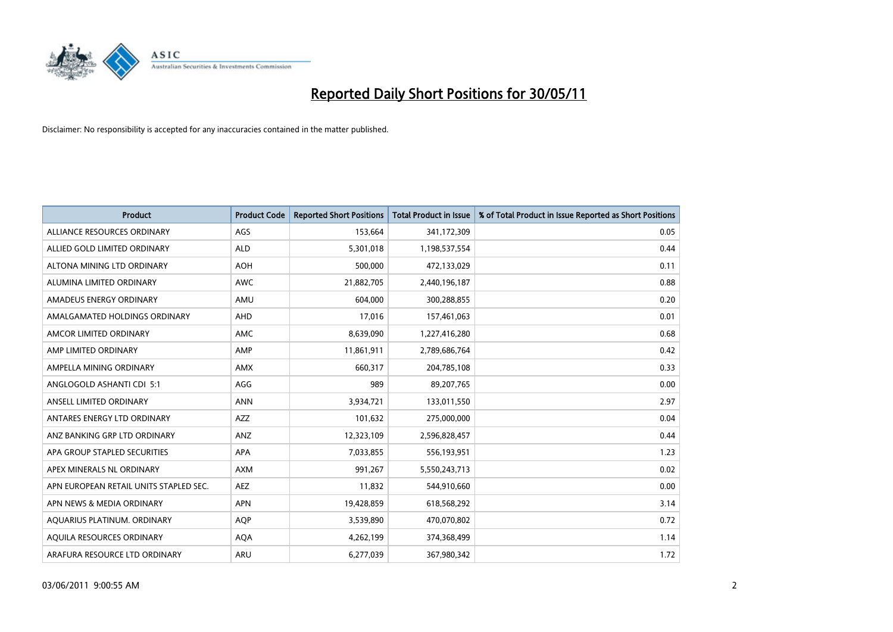# Reported Daily Short Positions for 30/05/11

Disclaimer: No responsibility is accepted for any inaccuracies contained in the matter published.

| Product | Product Code | Reported Short Positions | Total Product in Issue | % of Total Product in Issue Reported as Short Positions |
|---|---|---|---|---|
| ALLIANCE RESOURCES ORDINARY | AGS | 153,664 | 341,172,309 | 0.05 |
| ALLIED GOLD LIMITED ORDINARY | ALD | 5,301,018 | 1,198,537,554 | 0.44 |
| ALTONA MINING LTD ORDINARY | AOH | 500,000 | 472,133,029 | 0.11 |
| ALUMINA LIMITED ORDINARY | AWC | 21,882,705 | 2,440,196,187 | 0.88 |
| AMADEUS ENERGY ORDINARY | AMU | 604,000 | 300,288,855 | 0.20 |
| AMALGAMATED HOLDINGS ORDINARY | AHD | 17,016 | 157,461,063 | 0.01 |
| AMCOR LIMITED ORDINARY | AMC | 8,639,090 | 1,227,416,280 | 0.68 |
| AMP LIMITED ORDINARY | AMP | 11,861,911 | 2,789,686,764 | 0.42 |
| AMPELLA MINING ORDINARY | AMX | 660,317 | 204,785,108 | 0.33 |
| ANGLOGOLD ASHANTI CDI 5:1 | AGG | 989 | 89,207,765 | 0.00 |
| ANSELL LIMITED ORDINARY | ANN | 3,934,721 | 133,011,550 | 2.97 |
| ANTARES ENERGY LTD ORDINARY | AZZ | 101,632 | 275,000,000 | 0.04 |
| ANZ BANKING GRP LTD ORDINARY | ANZ | 12,323,109 | 2,596,828,457 | 0.44 |
| APA GROUP STAPLED SECURITIES | APA | 7,033,855 | 556,193,951 | 1.23 |
| APEX MINERALS NL ORDINARY | AXM | 991,267 | 5,550,243,713 | 0.02 |
| APN EUROPEAN RETAIL UNITS STAPLED SEC. | AEZ | 11,832 | 544,910,660 | 0.00 |
| APN NEWS & MEDIA ORDINARY | APN | 19,428,859 | 618,568,292 | 3.14 |
| AQUARIUS PLATINUM. ORDINARY | AQP | 3,539,890 | 470,070,802 | 0.72 |
| AQUILA RESOURCES ORDINARY | AQA | 4,262,199 | 374,368,499 | 1.14 |
| ARAFURA RESOURCE LTD ORDINARY | ARU | 6,277,039 | 367,980,342 | 1.72 |

03/06/2011 9:00:55 AM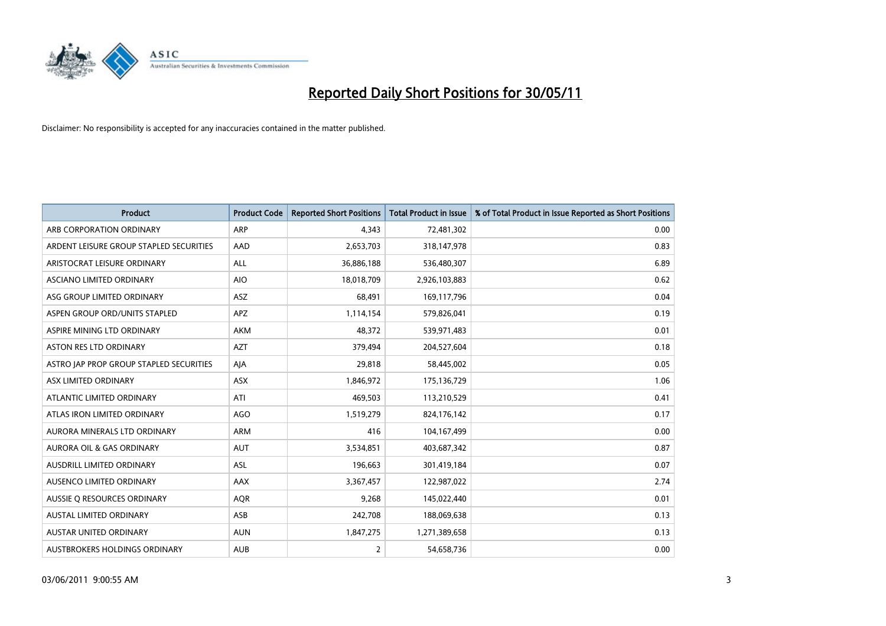# Reported Daily Short Positions for 30/05/11

Disclaimer: No responsibility is accepted for any inaccuracies contained in the matter published.

| Product | Product Code | Reported Short Positions | Total Product in Issue | % of Total Product in Issue Reported as Short Positions |
|---|---|---|---|---|
| ARB CORPORATION ORDINARY | ARP | 4,343 | 72,481,302 | 0.00 |
| ARDENT LEISURE GROUP STAPLED SECURITIES | AAD | 2,653,703 | 318,147,978 | 0.83 |
| ARISTOCRAT LEISURE ORDINARY | ALL | 36,886,188 | 536,480,307 | 6.89 |
| ASCIANO LIMITED ORDINARY | AIO | 18,018,709 | 2,926,103,883 | 0.62 |
| ASG GROUP LIMITED ORDINARY | ASZ | 68,491 | 169,117,796 | 0.04 |
| ASPEN GROUP ORD/UNITS STAPLED | APZ | 1,114,154 | 579,826,041 | 0.19 |
| ASPIRE MINING LTD ORDINARY | AKM | 48,372 | 539,971,483 | 0.01 |
| ASTON RES LTD ORDINARY | AZT | 379,494 | 204,527,604 | 0.18 |
| ASTRO JAP PROP GROUP STAPLED SECURITIES | AJA | 29,818 | 58,445,002 | 0.05 |
| ASX LIMITED ORDINARY | ASX | 1,846,972 | 175,136,729 | 1.06 |
| ATLANTIC LIMITED ORDINARY | ATI | 469,503 | 113,210,529 | 0.41 |
| ATLAS IRON LIMITED ORDINARY | AGO | 1,519,279 | 824,176,142 | 0.17 |
| AURORA MINERALS LTD ORDINARY | ARM | 416 | 104,167,499 | 0.00 |
| AURORA OIL & GAS ORDINARY | AUT | 3,534,851 | 403,687,342 | 0.87 |
| AUSDRILL LIMITED ORDINARY | ASL | 196,663 | 301,419,184 | 0.07 |
| AUSENCO LIMITED ORDINARY | AAX | 3,367,457 | 122,987,022 | 2.74 |
| AUSSIE Q RESOURCES ORDINARY | AQR | 9,268 | 145,022,440 | 0.01 |
| AUSTAL LIMITED ORDINARY | ASB | 242,708 | 188,069,638 | 0.13 |
| AUSTAR UNITED ORDINARY | AUN | 1,847,275 | 1,271,389,658 | 0.13 |
| AUSTBROKERS HOLDINGS ORDINARY | AUB | 2 | 54,658,736 | 0.00 |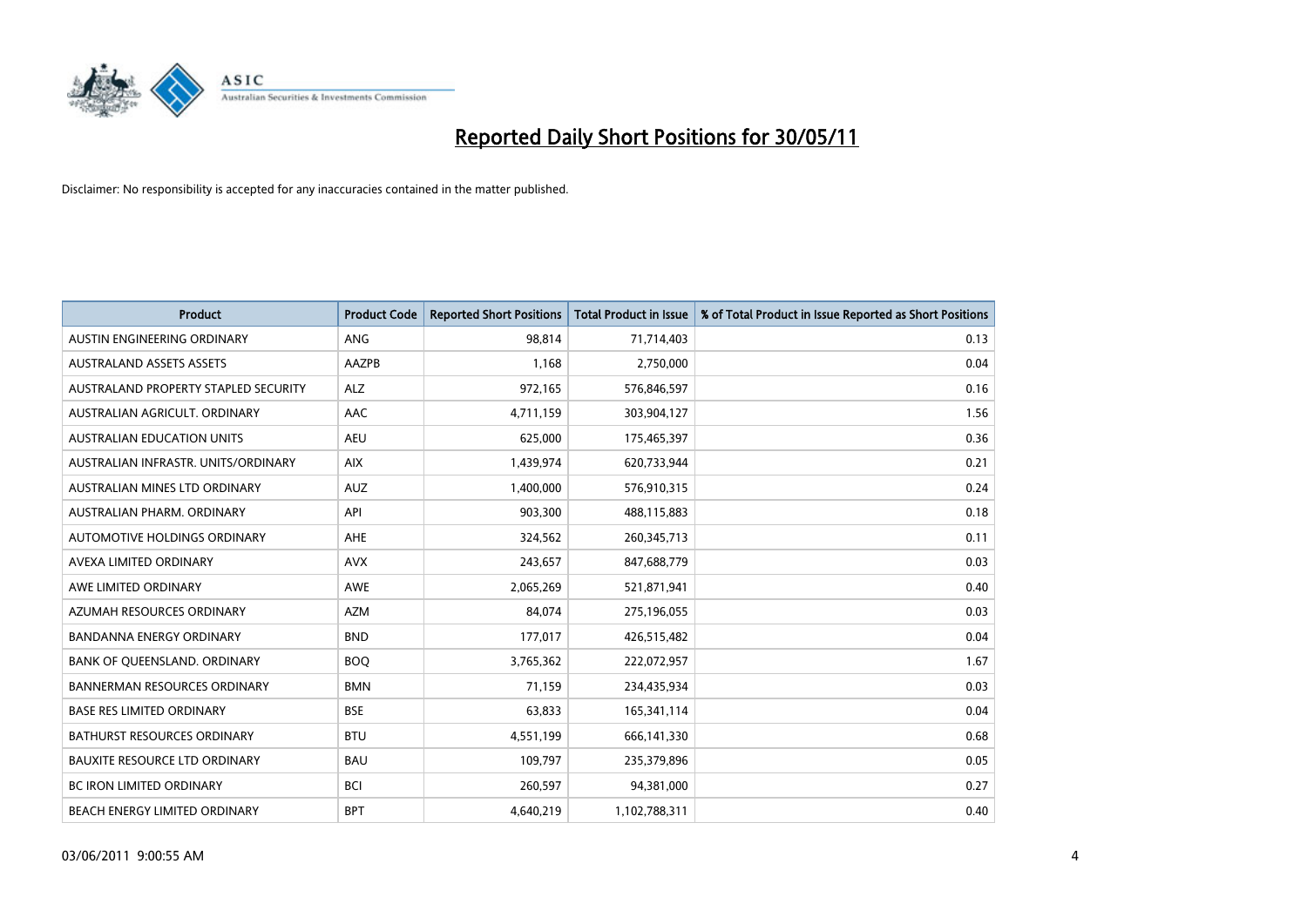# Reported Daily Short Positions for 30/05/11

Disclaimer: No responsibility is accepted for any inaccuracies contained in the matter published.

| Product | Product Code | Reported Short Positions | Total Product in Issue | % of Total Product in Issue Reported as Short Positions |
|---|---|---|---|---|
| AUSTIN ENGINEERING ORDINARY | ANG | 98,814 | 71,714,403 | 0.13 |
| AUSTRALAND ASSETS ASSETS | AAZPB | 1,168 | 2,750,000 | 0.04 |
| AUSTRALAND PROPERTY STAPLED SECURITY | ALZ | 972,165 | 576,846,597 | 0.16 |
| AUSTRALIAN AGRICULT. ORDINARY | AAC | 4,711,159 | 303,904,127 | 1.56 |
| AUSTRALIAN EDUCATION UNITS | AEU | 625,000 | 175,465,397 | 0.36 |
| AUSTRALIAN INFRASTR. UNITS/ORDINARY | AIX | 1,439,974 | 620,733,944 | 0.21 |
| AUSTRALIAN MINES LTD ORDINARY | AUZ | 1,400,000 | 576,910,315 | 0.24 |
| AUSTRALIAN PHARM. ORDINARY | API | 903,300 | 488,115,883 | 0.18 |
| AUTOMOTIVE HOLDINGS ORDINARY | AHE | 324,562 | 260,345,713 | 0.11 |
| AVEXA LIMITED ORDINARY | AVX | 243,657 | 847,688,779 | 0.03 |
| AWE LIMITED ORDINARY | AWE | 2,065,269 | 521,871,941 | 0.40 |
| AZUMAH RESOURCES ORDINARY | AZM | 84,074 | 275,196,055 | 0.03 |
| BANDANNA ENERGY ORDINARY | BND | 177,017 | 426,515,482 | 0.04 |
| BANK OF QUEENSLAND. ORDINARY | BOQ | 3,765,362 | 222,072,957 | 1.67 |
| BANNERMAN RESOURCES ORDINARY | BMN | 71,159 | 234,435,934 | 0.03 |
| BASE RES LIMITED ORDINARY | BSE | 63,833 | 165,341,114 | 0.04 |
| BATHURST RESOURCES ORDINARY | BTU | 4,551,199 | 666,141,330 | 0.68 |
| BAUXITE RESOURCE LTD ORDINARY | BAU | 109,797 | 235,379,896 | 0.05 |
| BC IRON LIMITED ORDINARY | BCI | 260,597 | 94,381,000 | 0.27 |
| BEACH ENERGY LIMITED ORDINARY | BPT | 4,640,219 | 1,102,788,311 | 0.40 |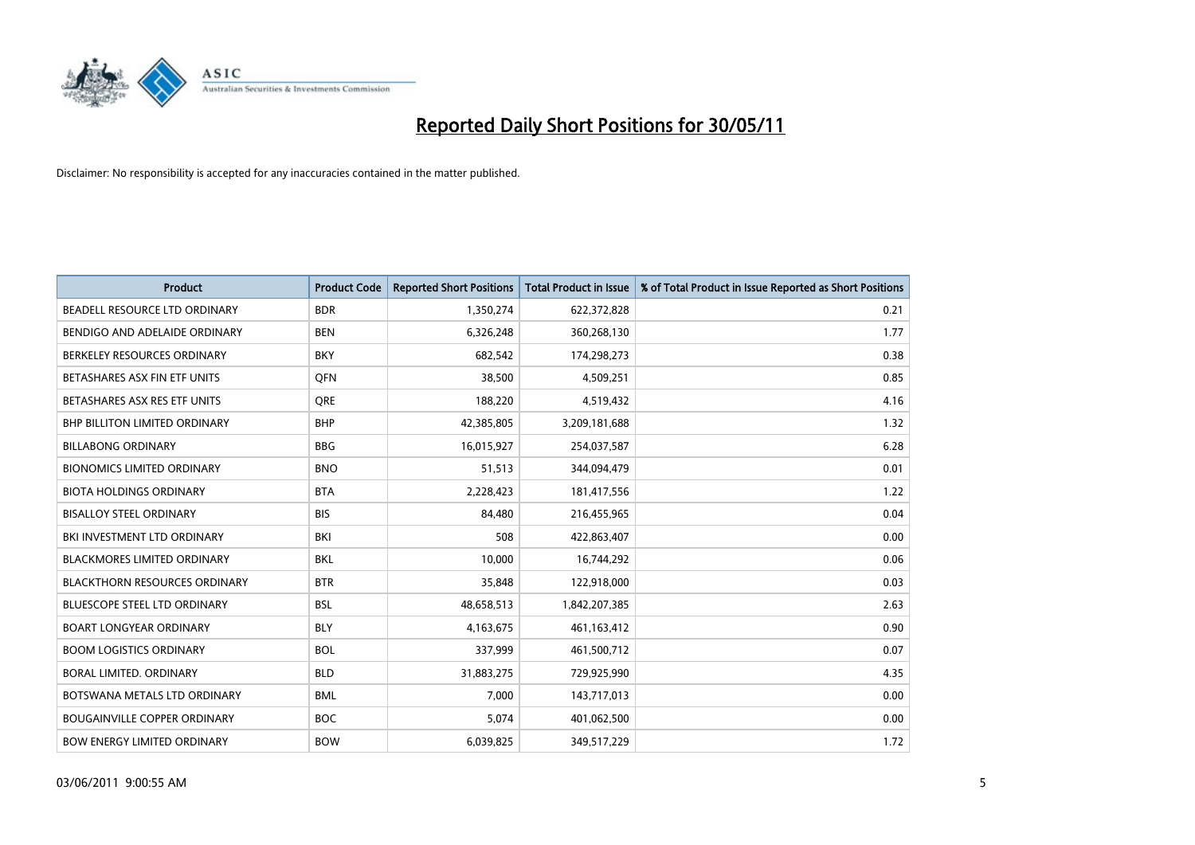# Reported Daily Short Positions for 30/05/11

Disclaimer: No responsibility is accepted for any inaccuracies contained in the matter published.

| Product | Product Code | Reported Short Positions | Total Product in Issue | % of Total Product in Issue Reported as Short Positions |
|---|---|---|---|---|
| BEADELL RESOURCE LTD ORDINARY | BDR | 1,350,274 | 622,372,828 | 0.21 |
| BENDIGO AND ADELAIDE ORDINARY | BEN | 6,326,248 | 360,268,130 | 1.77 |
| BERKELEY RESOURCES ORDINARY | BKY | 682,542 | 174,298,273 | 0.38 |
| BETASHARES ASX FIN ETF UNITS | QFN | 38,500 | 4,509,251 | 0.85 |
| BETASHARES ASX RES ETF UNITS | QRE | 188,220 | 4,519,432 | 4.16 |
| BHP BILLITON LIMITED ORDINARY | BHP | 42,385,805 | 3,209,181,688 | 1.32 |
| BILLABONG ORDINARY | BBG | 16,015,927 | 254,037,587 | 6.28 |
| BIONOMICS LIMITED ORDINARY | BNO | 51,513 | 344,094,479 | 0.01 |
| BIOTA HOLDINGS ORDINARY | BTA | 2,228,423 | 181,417,556 | 1.22 |
| BISALLOY STEEL ORDINARY | BIS | 84,480 | 216,455,965 | 0.04 |
| BKI INVESTMENT LTD ORDINARY | BKI | 508 | 422,863,407 | 0.00 |
| BLACKMORES LIMITED ORDINARY | BKL | 10,000 | 16,744,292 | 0.06 |
| BLACKTHORN RESOURCES ORDINARY | BTR | 35,848 | 122,918,000 | 0.03 |
| BLUESCOPE STEEL LTD ORDINARY | BSL | 48,658,513 | 1,842,207,385 | 2.63 |
| BOART LONGYEAR ORDINARY | BLY | 4,163,675 | 461,163,412 | 0.90 |
| BOOM LOGISTICS ORDINARY | BOL | 337,999 | 461,500,712 | 0.07 |
| BORAL LIMITED. ORDINARY | BLD | 31,883,275 | 729,925,990 | 4.35 |
| BOTSWANA METALS LTD ORDINARY | BML | 7,000 | 143,717,013 | 0.00 |
| BOUGAINVILLE COPPER ORDINARY | BOC | 5,074 | 401,062,500 | 0.00 |
| BOW ENERGY LIMITED ORDINARY | BOW | 6,039,825 | 349,517,229 | 1.72 |

03/06/2011 9:00:55 AM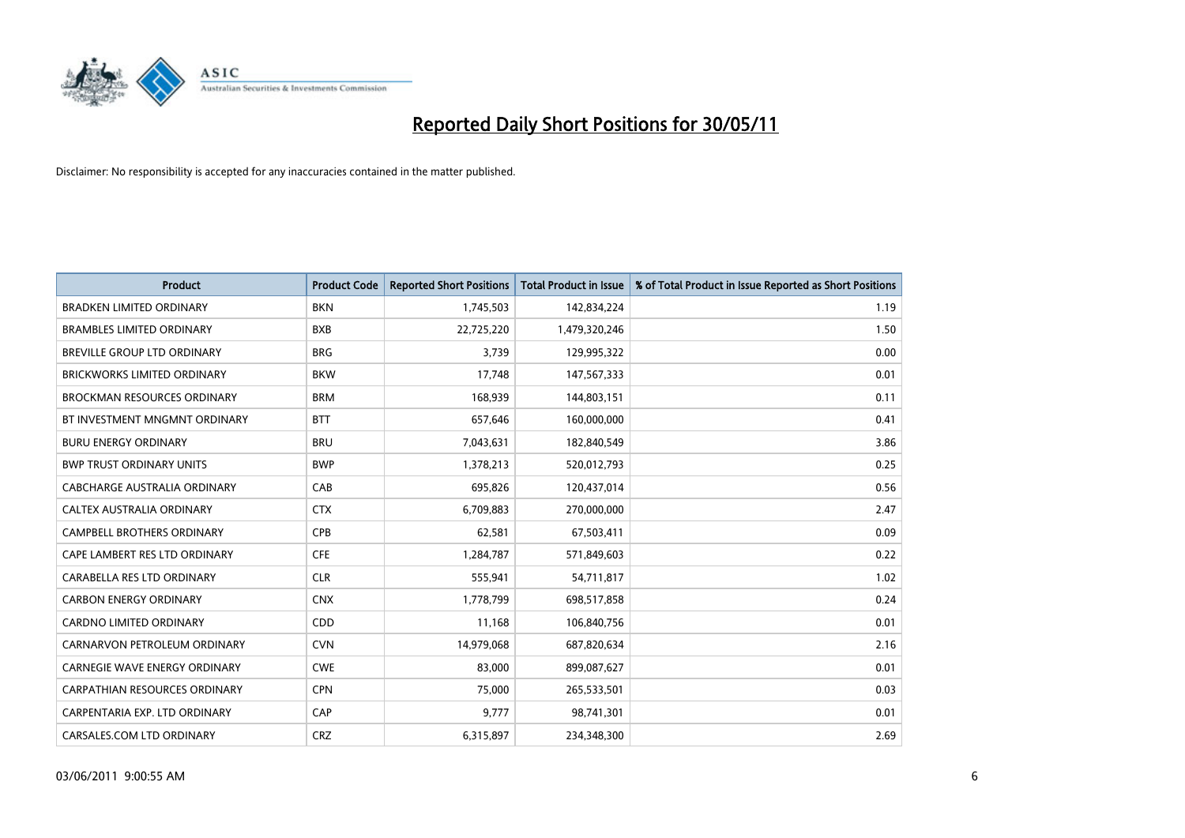# Reported Daily Short Positions for 30/05/11

Disclaimer: No responsibility is accepted for any inaccuracies contained in the matter published.

| Product | Product Code | Reported Short Positions | Total Product in Issue | % of Total Product in Issue Reported as Short Positions |
|---|---|---|---|---|
| BRADKEN LIMITED ORDINARY | BKN | 1,745,503 | 142,834,224 | 1.19 |
| BRAMBLES LIMITED ORDINARY | BXB | 22,725,220 | 1,479,320,246 | 1.50 |
| BREVILLE GROUP LTD ORDINARY | BRG | 3,739 | 129,995,322 | 0.00 |
| BRICKWORKS LIMITED ORDINARY | BKW | 17,748 | 147,567,333 | 0.01 |
| BROCKMAN RESOURCES ORDINARY | BRM | 168,939 | 144,803,151 | 0.11 |
| BT INVESTMENT MNGMNT ORDINARY | BTT | 657,646 | 160,000,000 | 0.41 |
| BURU ENERGY ORDINARY | BRU | 7,043,631 | 182,840,549 | 3.86 |
| BWP TRUST ORDINARY UNITS | BWP | 1,378,213 | 520,012,793 | 0.25 |
| CABCHARGE AUSTRALIA ORDINARY | CAB | 695,826 | 120,437,014 | 0.56 |
| CALTEX AUSTRALIA ORDINARY | CTX | 6,709,883 | 270,000,000 | 2.47 |
| CAMPBELL BROTHERS ORDINARY | CPB | 62,581 | 67,503,411 | 0.09 |
| CAPE LAMBERT RES LTD ORDINARY | CFE | 1,284,787 | 571,849,603 | 0.22 |
| CARABELLA RES LTD ORDINARY | CLR | 555,941 | 54,711,817 | 1.02 |
| CARBON ENERGY ORDINARY | CNX | 1,778,799 | 698,517,858 | 0.24 |
| CARDNO LIMITED ORDINARY | CDD | 11,168 | 106,840,756 | 0.01 |
| CARNARVON PETROLEUM ORDINARY | CVN | 14,979,068 | 687,820,634 | 2.16 |
| CARNEGIE WAVE ENERGY ORDINARY | CWE | 83,000 | 899,087,627 | 0.01 |
| CARPATHIAN RESOURCES ORDINARY | CPN | 75,000 | 265,533,501 | 0.03 |
| CARPENTARIA EXP. LTD ORDINARY | CAP | 9,777 | 98,741,301 | 0.01 |
| CARSALES.COM LTD ORDINARY | CRZ | 6,315,897 | 234,348,300 | 2.69 |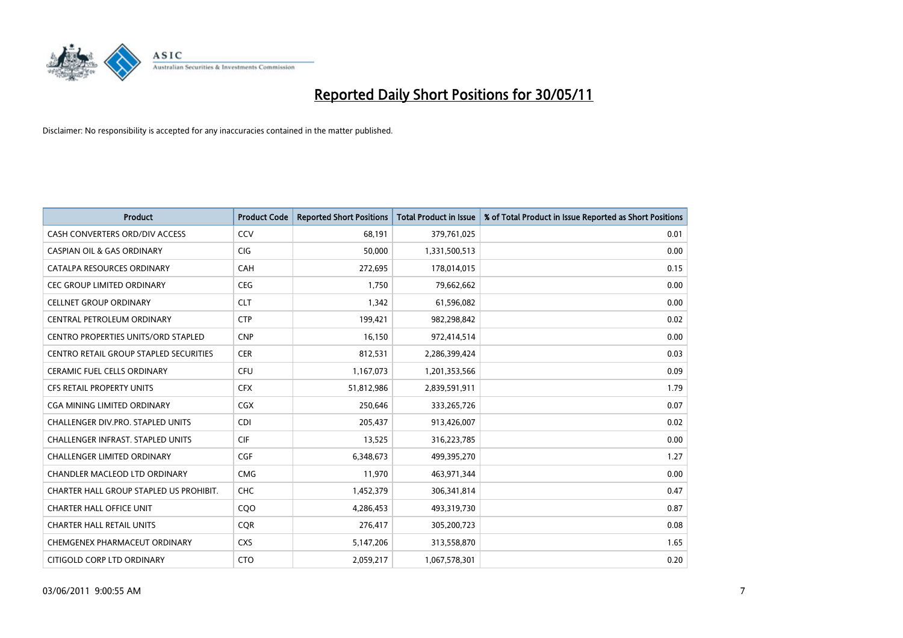# Reported Daily Short Positions for 30/05/11

Disclaimer: No responsibility is accepted for any inaccuracies contained in the matter published.

| Product | Product Code | Reported Short Positions | Total Product in Issue | % of Total Product in Issue Reported as Short Positions |
|---|---|---|---|---|
| CASH CONVERTERS ORD/DIV ACCESS | CCV | 68,191 | 379,761,025 | 0.01 |
| CASPIAN OIL & GAS ORDINARY | CIG | 50,000 | 1,331,500,513 | 0.00 |
| CATALPA RESOURCES ORDINARY | CAH | 272,695 | 178,014,015 | 0.15 |
| CEC GROUP LIMITED ORDINARY | CEG | 1,750 | 79,662,662 | 0.00 |
| CELLNET GROUP ORDINARY | CLT | 1,342 | 61,596,082 | 0.00 |
| CENTRAL PETROLEUM ORDINARY | CTP | 199,421 | 982,298,842 | 0.02 |
| CENTRO PROPERTIES UNITS/ORD STAPLED | CNP | 16,150 | 972,414,514 | 0.00 |
| CENTRO RETAIL GROUP STAPLED SECURITIES | CER | 812,531 | 2,286,399,424 | 0.03 |
| CERAMIC FUEL CELLS ORDINARY | CFU | 1,167,073 | 1,201,353,566 | 0.09 |
| CFS RETAIL PROPERTY UNITS | CFX | 51,812,986 | 2,839,591,911 | 1.79 |
| CGA MINING LIMITED ORDINARY | CGX | 250,646 | 333,265,726 | 0.07 |
| CHALLENGER DIV.PRO. STAPLED UNITS | CDI | 205,437 | 913,426,007 | 0.02 |
| CHALLENGER INFRAST. STAPLED UNITS | CIF | 13,525 | 316,223,785 | 0.00 |
| CHALLENGER LIMITED ORDINARY | CGF | 6,348,673 | 499,395,270 | 1.27 |
| CHANDLER MACLEOD LTD ORDINARY | CMG | 11,970 | 463,971,344 | 0.00 |
| CHARTER HALL GROUP STAPLED US PROHIBIT. | CHC | 1,452,379 | 306,341,814 | 0.47 |
| CHARTER HALL OFFICE UNIT | CQO | 4,286,453 | 493,319,730 | 0.87 |
| CHARTER HALL RETAIL UNITS | CQR | 276,417 | 305,200,723 | 0.08 |
| CHEMGENEX PHARMACEUT ORDINARY | CXS | 5,147,206 | 313,558,870 | 1.65 |
| CITIGOLD CORP LTD ORDINARY | CTO | 2,059,217 | 1,067,578,301 | 0.20 |

03/06/2011 9:00:55 AM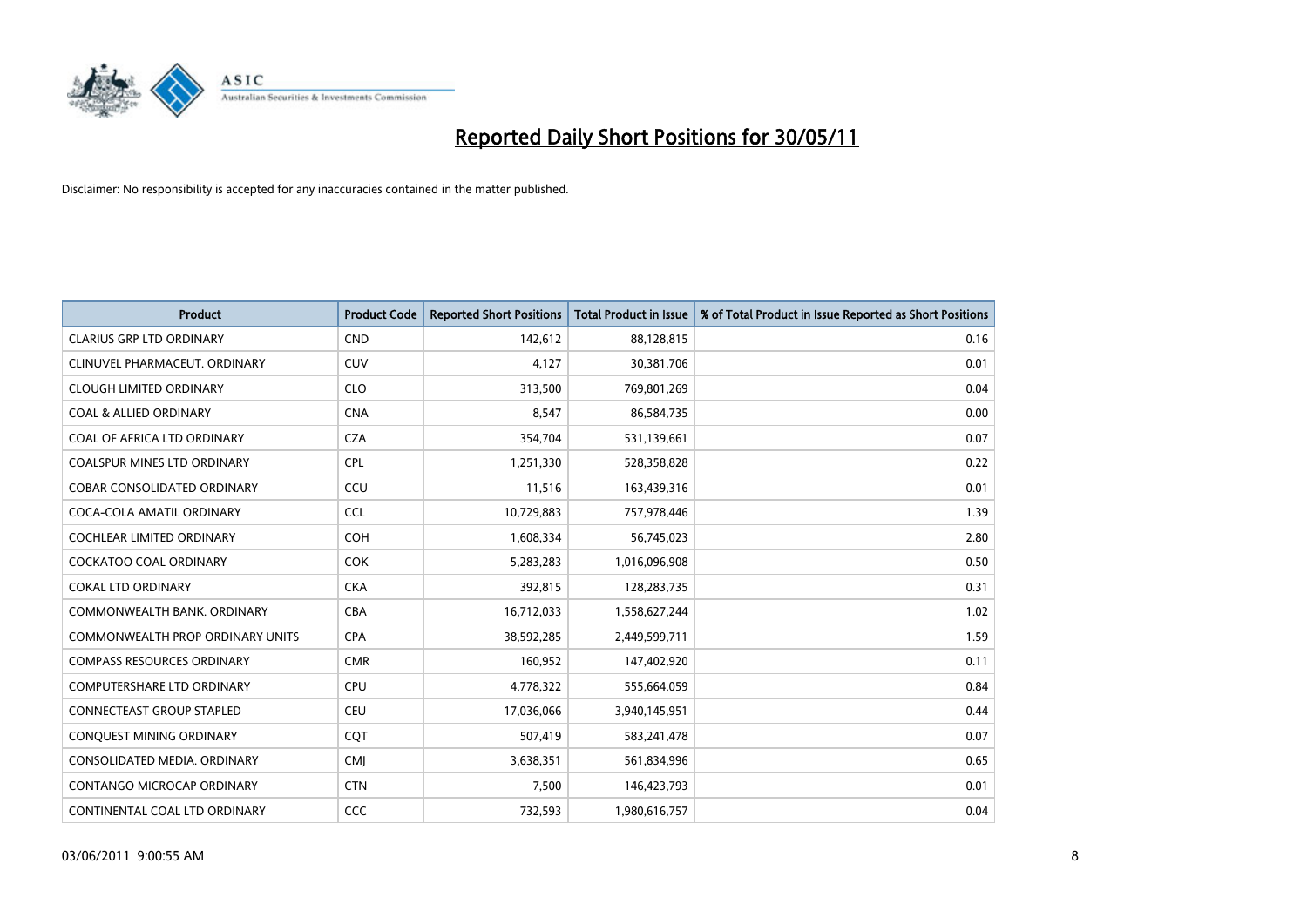# Reported Daily Short Positions for 30/05/11

Disclaimer: No responsibility is accepted for any inaccuracies contained in the matter published.

| Product | Product Code | Reported Short Positions | Total Product in Issue | % of Total Product in Issue Reported as Short Positions |
|---|---|---|---|---|
| CLARIUS GRP LTD ORDINARY | CND | 142,612 | 88,128,815 | 0.16 |
| CLINUVEL PHARMACEUT. ORDINARY | CUV | 4,127 | 30,381,706 | 0.01 |
| CLOUGH LIMITED ORDINARY | CLO | 313,500 | 769,801,269 | 0.04 |
| COAL & ALLIED ORDINARY | CNA | 8,547 | 86,584,735 | 0.00 |
| COAL OF AFRICA LTD ORDINARY | CZA | 354,704 | 531,139,661 | 0.07 |
| COALSPUR MINES LTD ORDINARY | CPL | 1,251,330 | 528,358,828 | 0.22 |
| COBAR CONSOLIDATED ORDINARY | CCU | 11,516 | 163,439,316 | 0.01 |
| COCA-COLA AMATIL ORDINARY | CCL | 10,729,883 | 757,978,446 | 1.39 |
| COCHLEAR LIMITED ORDINARY | COH | 1,608,334 | 56,745,023 | 2.80 |
| COCKATOO COAL ORDINARY | COK | 5,283,283 | 1,016,096,908 | 0.50 |
| COKAL LTD ORDINARY | CKA | 392,815 | 128,283,735 | 0.31 |
| COMMONWEALTH BANK. ORDINARY | CBA | 16,712,033 | 1,558,627,244 | 1.02 |
| COMMONWEALTH PROP ORDINARY UNITS | CPA | 38,592,285 | 2,449,599,711 | 1.59 |
| COMPASS RESOURCES ORDINARY | CMR | 160,952 | 147,402,920 | 0.11 |
| COMPUTERSHARE LTD ORDINARY | CPU | 4,778,322 | 555,664,059 | 0.84 |
| CONNECTEAST GROUP STAPLED | CEU | 17,036,066 | 3,940,145,951 | 0.44 |
| CONQUEST MINING ORDINARY | CQT | 507,419 | 583,241,478 | 0.07 |
| CONSOLIDATED MEDIA. ORDINARY | CMJ | 3,638,351 | 561,834,996 | 0.65 |
| CONTANGO MICROCAP ORDINARY | CTN | 7,500 | 146,423,793 | 0.01 |
| CONTINENTAL COAL LTD ORDINARY | CCC | 732,593 | 1,980,616,757 | 0.04 |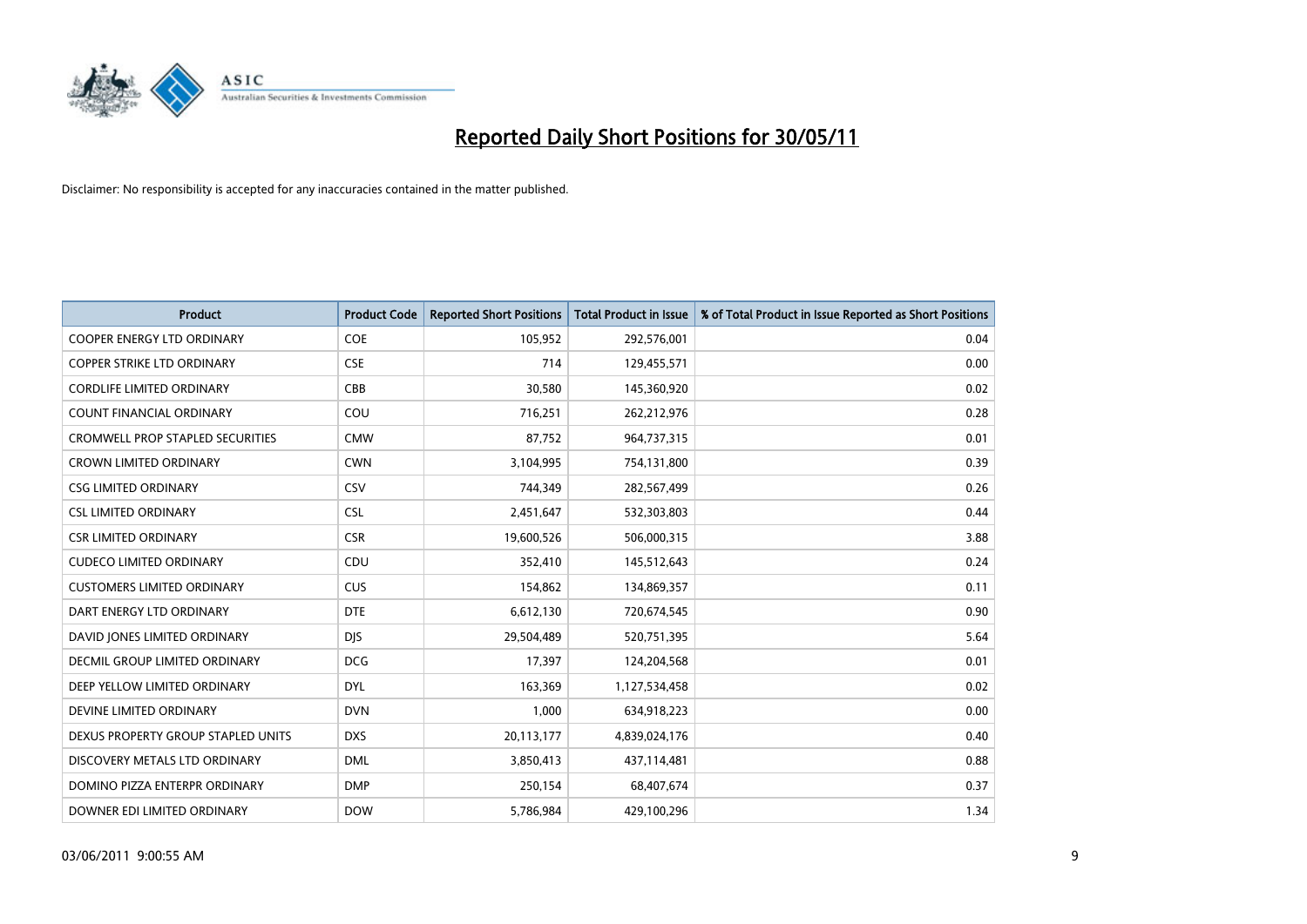# Reported Daily Short Positions for 30/05/11

Disclaimer: No responsibility is accepted for any inaccuracies contained in the matter published.

| Product | Product Code | Reported Short Positions | Total Product in Issue | % of Total Product in Issue Reported as Short Positions |
|---|---|---|---|---|
| COOPER ENERGY LTD ORDINARY | COE | 105,952 | 292,576,001 | 0.04 |
| COPPER STRIKE LTD ORDINARY | CSE | 714 | 129,455,571 | 0.00 |
| CORDLIFE LIMITED ORDINARY | CBB | 30,580 | 145,360,920 | 0.02 |
| COUNT FINANCIAL ORDINARY | COU | 716,251 | 262,212,976 | 0.28 |
| CROMWELL PROP STAPLED SECURITIES | CMW | 87,752 | 964,737,315 | 0.01 |
| CROWN LIMITED ORDINARY | CWN | 3,104,995 | 754,131,800 | 0.39 |
| CSG LIMITED ORDINARY | CSV | 744,349 | 282,567,499 | 0.26 |
| CSL LIMITED ORDINARY | CSL | 2,451,647 | 532,303,803 | 0.44 |
| CSR LIMITED ORDINARY | CSR | 19,600,526 | 506,000,315 | 3.88 |
| CUDECO LIMITED ORDINARY | CDU | 352,410 | 145,512,643 | 0.24 |
| CUSTOMERS LIMITED ORDINARY | CUS | 154,862 | 134,869,357 | 0.11 |
| DART ENERGY LTD ORDINARY | DTE | 6,612,130 | 720,674,545 | 0.90 |
| DAVID JONES LIMITED ORDINARY | DJS | 29,504,489 | 520,751,395 | 5.64 |
| DECMIL GROUP LIMITED ORDINARY | DCG | 17,397 | 124,204,568 | 0.01 |
| DEEP YELLOW LIMITED ORDINARY | DYL | 163,369 | 1,127,534,458 | 0.02 |
| DEVINE LIMITED ORDINARY | DVN | 1,000 | 634,918,223 | 0.00 |
| DEXUS PROPERTY GROUP STAPLED UNITS | DXS | 20,113,177 | 4,839,024,176 | 0.40 |
| DISCOVERY METALS LTD ORDINARY | DML | 3,850,413 | 437,114,481 | 0.88 |
| DOMINO PIZZA ENTERPR ORDINARY | DMP | 250,154 | 68,407,674 | 0.37 |
| DOWNER EDI LIMITED ORDINARY | DOW | 5,786,984 | 429,100,296 | 1.34 |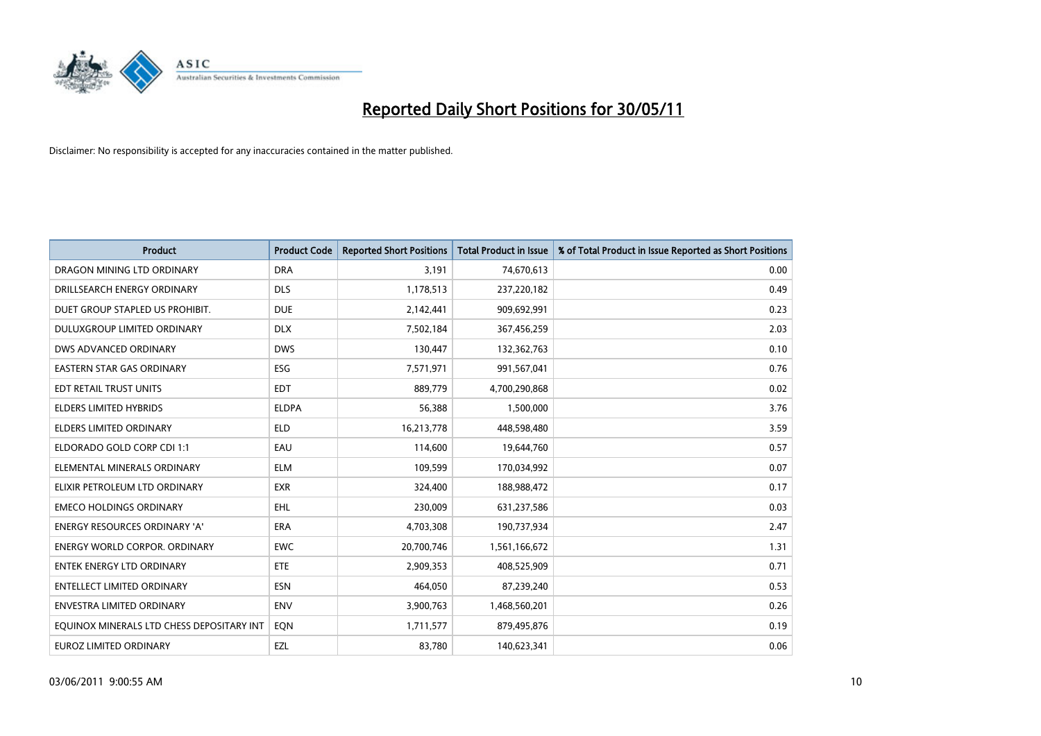# Reported Daily Short Positions for 30/05/11

Disclaimer: No responsibility is accepted for any inaccuracies contained in the matter published.

| Product | Product Code | Reported Short Positions | Total Product in Issue | % of Total Product in Issue Reported as Short Positions |
|---|---|---|---|---|
| DRAGON MINING LTD ORDINARY | DRA | 3,191 | 74,670,613 | 0.00 |
| DRILLSEARCH ENERGY ORDINARY | DLS | 1,178,513 | 237,220,182 | 0.49 |
| DUET GROUP STAPLED US PROHIBIT. | DUE | 2,142,441 | 909,692,991 | 0.23 |
| DULUXGROUP LIMITED ORDINARY | DLX | 7,502,184 | 367,456,259 | 2.03 |
| DWS ADVANCED ORDINARY | DWS | 130,447 | 132,362,763 | 0.10 |
| EASTERN STAR GAS ORDINARY | ESG | 7,571,971 | 991,567,041 | 0.76 |
| EDT RETAIL TRUST UNITS | EDT | 889,779 | 4,700,290,868 | 0.02 |
| ELDERS LIMITED HYBRIDS | ELDPA | 56,388 | 1,500,000 | 3.76 |
| ELDERS LIMITED ORDINARY | ELD | 16,213,778 | 448,598,480 | 3.59 |
| ELDORADO GOLD CORP CDI 1:1 | EAU | 114,600 | 19,644,760 | 0.57 |
| ELEMENTAL MINERALS ORDINARY | ELM | 109,599 | 170,034,992 | 0.07 |
| ELIXIR PETROLEUM LTD ORDINARY | EXR | 324,400 | 188,988,472 | 0.17 |
| EMECO HOLDINGS ORDINARY | EHL | 230,009 | 631,237,586 | 0.03 |
| ENERGY RESOURCES ORDINARY 'A' | ERA | 4,703,308 | 190,737,934 | 2.47 |
| ENERGY WORLD CORPOR. ORDINARY | EWC | 20,700,746 | 1,561,166,672 | 1.31 |
| ENTEK ENERGY LTD ORDINARY | ETE | 2,909,353 | 408,525,909 | 0.71 |
| ENTELLECT LIMITED ORDINARY | ESN | 464,050 | 87,239,240 | 0.53 |
| ENVESTRA LIMITED ORDINARY | ENV | 3,900,763 | 1,468,560,201 | 0.26 |
| EQUINOX MINERALS LTD CHESS DEPOSITARY INT | EQN | 1,711,577 | 879,495,876 | 0.19 |
| EUROZ LIMITED ORDINARY | EZL | 83,780 | 140,623,341 | 0.06 |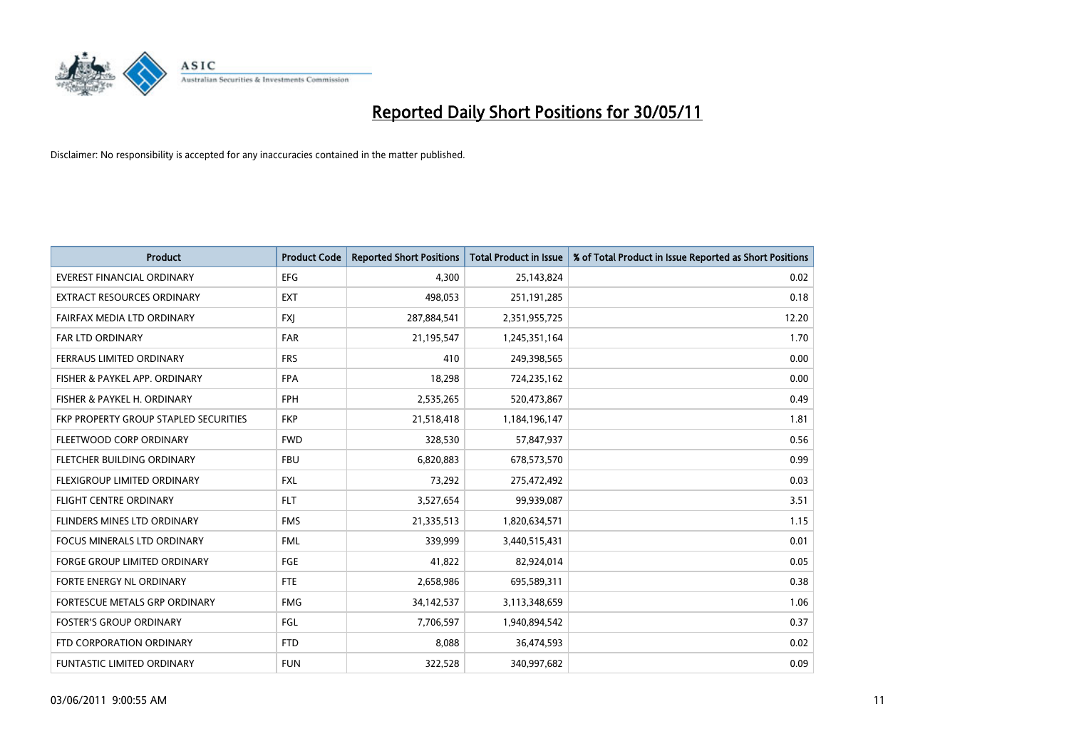# Reported Daily Short Positions for 30/05/11

Disclaimer: No responsibility is accepted for any inaccuracies contained in the matter published.

| Product | Product Code | Reported Short Positions | Total Product in Issue | % of Total Product in Issue Reported as Short Positions |
|---|---|---|---|---|
| EVEREST FINANCIAL ORDINARY | EFG | 4,300 | 25,143,824 | 0.02 |
| EXTRACT RESOURCES ORDINARY | EXT | 498,053 | 251,191,285 | 0.18 |
| FAIRFAX MEDIA LTD ORDINARY | FXJ | 287,884,541 | 2,351,955,725 | 12.20 |
| FAR LTD ORDINARY | FAR | 21,195,547 | 1,245,351,164 | 1.70 |
| FERRAUS LIMITED ORDINARY | FRS | 410 | 249,398,565 | 0.00 |
| FISHER & PAYKEL APP. ORDINARY | FPA | 18,298 | 724,235,162 | 0.00 |
| FISHER & PAYKEL H. ORDINARY | FPH | 2,535,265 | 520,473,867 | 0.49 |
| FKP PROPERTY GROUP STAPLED SECURITIES | FKP | 21,518,418 | 1,184,196,147 | 1.81 |
| FLEETWOOD CORP ORDINARY | FWD | 328,530 | 57,847,937 | 0.56 |
| FLETCHER BUILDING ORDINARY | FBU | 6,820,883 | 678,573,570 | 0.99 |
| FLEXIGROUP LIMITED ORDINARY | FXL | 73,292 | 275,472,492 | 0.03 |
| FLIGHT CENTRE ORDINARY | FLT | 3,527,654 | 99,939,087 | 3.51 |
| FLINDERS MINES LTD ORDINARY | FMS | 21,335,513 | 1,820,634,571 | 1.15 |
| FOCUS MINERALS LTD ORDINARY | FML | 339,999 | 3,440,515,431 | 0.01 |
| FORGE GROUP LIMITED ORDINARY | FGE | 41,822 | 82,924,014 | 0.05 |
| FORTE ENERGY NL ORDINARY | FTE | 2,658,986 | 695,589,311 | 0.38 |
| FORTESCUE METALS GRP ORDINARY | FMG | 34,142,537 | 3,113,348,659 | 1.06 |
| FOSTER'S GROUP ORDINARY | FGL | 7,706,597 | 1,940,894,542 | 0.37 |
| FTD CORPORATION ORDINARY | FTD | 8,088 | 36,474,593 | 0.02 |
| FUNTASTIC LIMITED ORDINARY | FUN | 322,528 | 340,997,682 | 0.09 |

03/06/2011 9:00:55 AM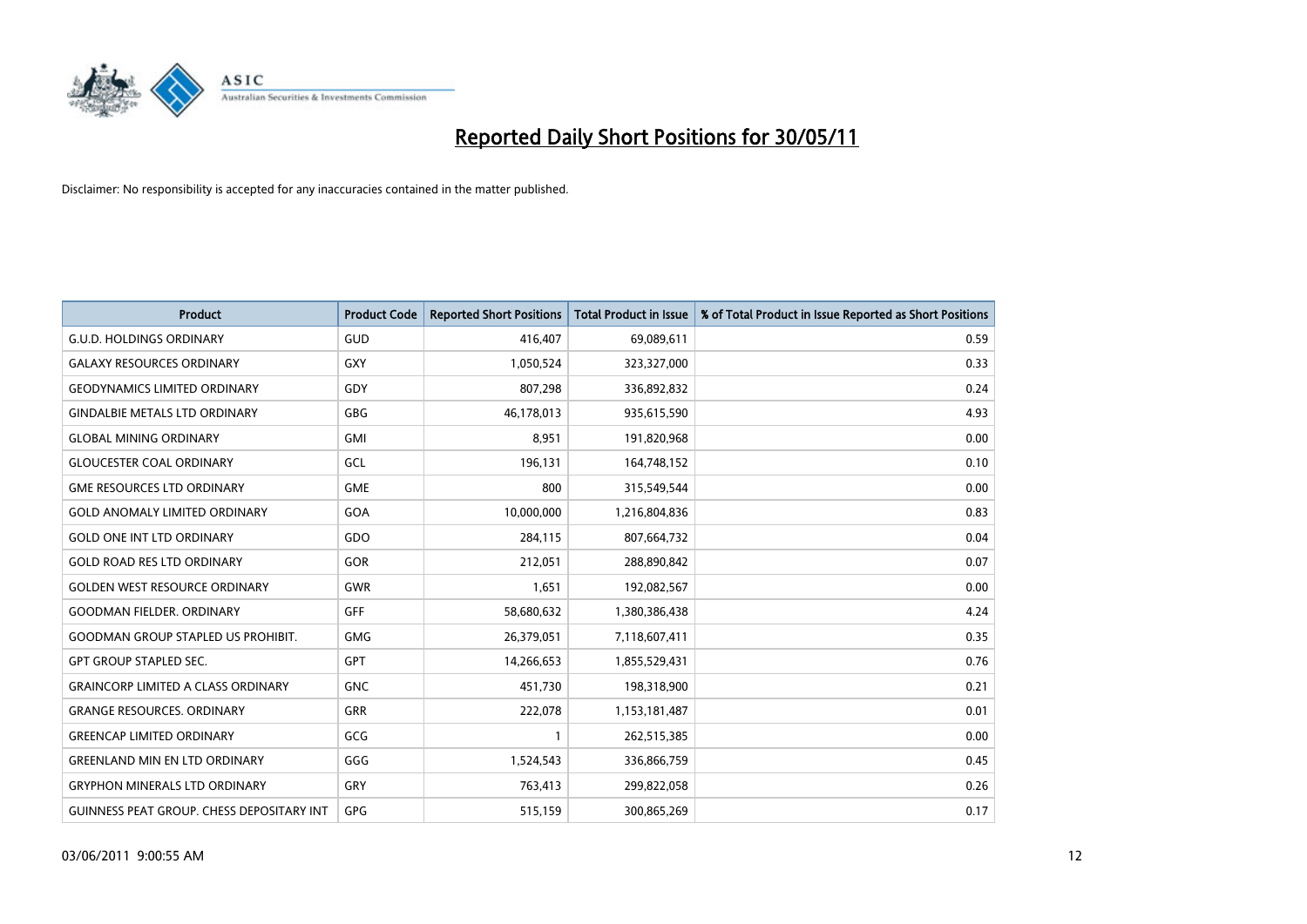# Reported Daily Short Positions for 30/05/11

Disclaimer: No responsibility is accepted for any inaccuracies contained in the matter published.

| Product | Product Code | Reported Short Positions | Total Product in Issue | % of Total Product in Issue Reported as Short Positions |
|---|---|---|---|---|
| G.U.D. HOLDINGS ORDINARY | GUD | 416,407 | 69,089,611 | 0.59 |
| GALAXY RESOURCES ORDINARY | GXY | 1,050,524 | 323,327,000 | 0.33 |
| GEODYNAMICS LIMITED ORDINARY | GDY | 807,298 | 336,892,832 | 0.24 |
| GINDALBIE METALS LTD ORDINARY | GBG | 46,178,013 | 935,615,590 | 4.93 |
| GLOBAL MINING ORDINARY | GMI | 8,951 | 191,820,968 | 0.00 |
| GLOUCESTER COAL ORDINARY | GCL | 196,131 | 164,748,152 | 0.10 |
| GME RESOURCES LTD ORDINARY | GME | 800 | 315,549,544 | 0.00 |
| GOLD ANOMALY LIMITED ORDINARY | GOA | 10,000,000 | 1,216,804,836 | 0.83 |
| GOLD ONE INT LTD ORDINARY | GDO | 284,115 | 807,664,732 | 0.04 |
| GOLD ROAD RES LTD ORDINARY | GOR | 212,051 | 288,890,842 | 0.07 |
| GOLDEN WEST RESOURCE ORDINARY | GWR | 1,651 | 192,082,567 | 0.00 |
| GOODMAN FIELDER. ORDINARY | GFF | 58,680,632 | 1,380,386,438 | 4.24 |
| GOODMAN GROUP STAPLED US PROHIBIT. | GMG | 26,379,051 | 7,118,607,411 | 0.35 |
| GPT GROUP STAPLED SEC. | GPT | 14,266,653 | 1,855,529,431 | 0.76 |
| GRAINCORP LIMITED A CLASS ORDINARY | GNC | 451,730 | 198,318,900 | 0.21 |
| GRANGE RESOURCES. ORDINARY | GRR | 222,078 | 1,153,181,487 | 0.01 |
| GREENCAP LIMITED ORDINARY | GCG | 1 | 262,515,385 | 0.00 |
| GREENLAND MIN EN LTD ORDINARY | GGG | 1,524,543 | 336,866,759 | 0.45 |
| GRYPHON MINERALS LTD ORDINARY | GRY | 763,413 | 299,822,058 | 0.26 |
| GUINNESS PEAT GROUP. CHESS DEPOSITARY INT | GPG | 515,159 | 300,865,269 | 0.17 |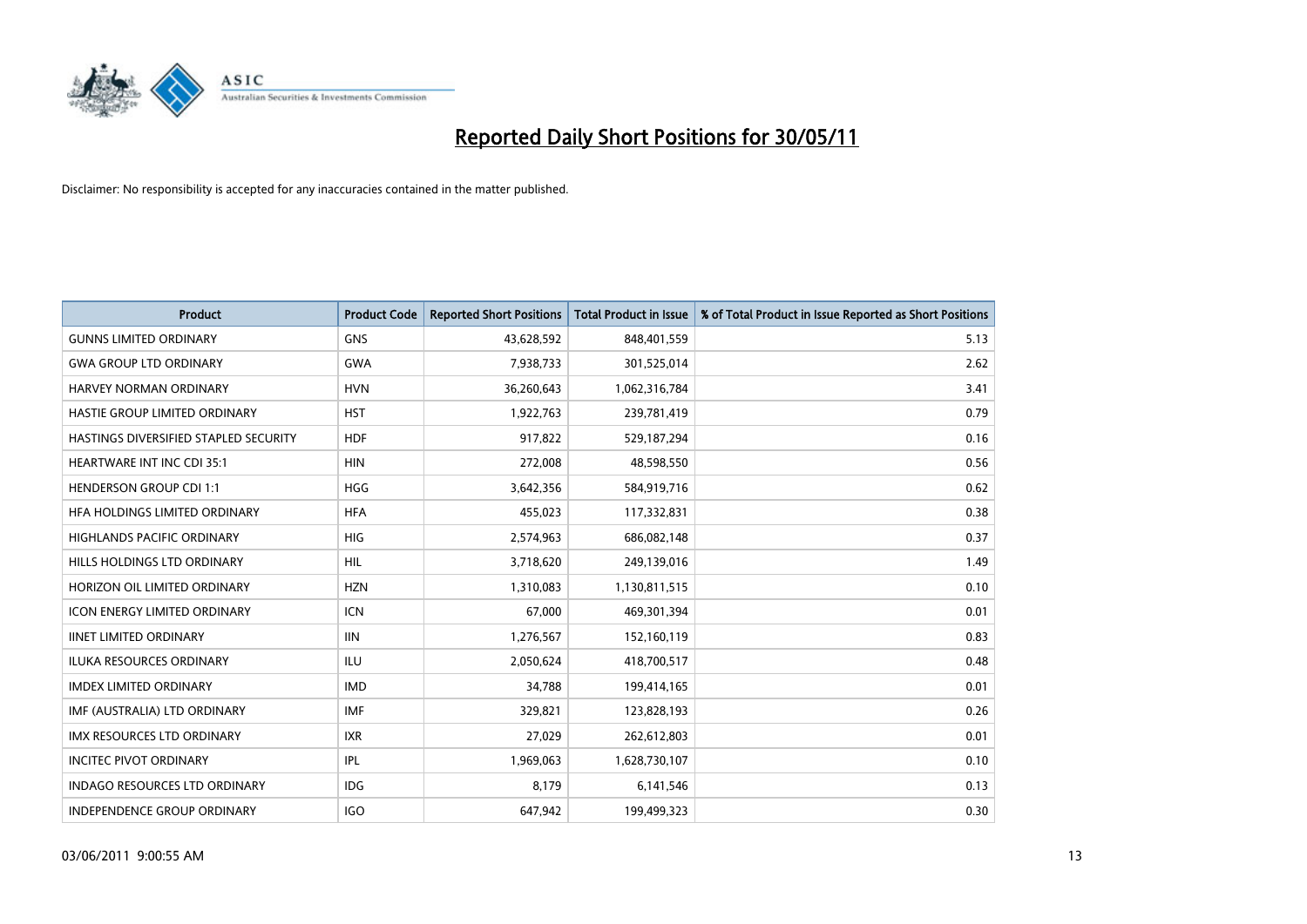# Reported Daily Short Positions for 30/05/11

Disclaimer: No responsibility is accepted for any inaccuracies contained in the matter published.

| Product | Product Code | Reported Short Positions | Total Product in Issue | % of Total Product in Issue Reported as Short Positions |
|---|---|---|---|---|
| GUNNS LIMITED ORDINARY | GNS | 43,628,592 | 848,401,559 | 5.13 |
| GWA GROUP LTD ORDINARY | GWA | 7,938,733 | 301,525,014 | 2.62 |
| HARVEY NORMAN ORDINARY | HVN | 36,260,643 | 1,062,316,784 | 3.41 |
| HASTIE GROUP LIMITED ORDINARY | HST | 1,922,763 | 239,781,419 | 0.79 |
| HASTINGS DIVERSIFIED STAPLED SECURITY | HDF | 917,822 | 529,187,294 | 0.16 |
| HEARTWARE INT INC CDI 35:1 | HIN | 272,008 | 48,598,550 | 0.56 |
| HENDERSON GROUP CDI 1:1 | HGG | 3,642,356 | 584,919,716 | 0.62 |
| HFA HOLDINGS LIMITED ORDINARY | HFA | 455,023 | 117,332,831 | 0.38 |
| HIGHLANDS PACIFIC ORDINARY | HIG | 2,574,963 | 686,082,148 | 0.37 |
| HILLS HOLDINGS LTD ORDINARY | HIL | 3,718,620 | 249,139,016 | 1.49 |
| HORIZON OIL LIMITED ORDINARY | HZN | 1,310,083 | 1,130,811,515 | 0.10 |
| ICON ENERGY LIMITED ORDINARY | ICN | 67,000 | 469,301,394 | 0.01 |
| IINET LIMITED ORDINARY | IIN | 1,276,567 | 152,160,119 | 0.83 |
| ILUKA RESOURCES ORDINARY | ILU | 2,050,624 | 418,700,517 | 0.48 |
| IMDEX LIMITED ORDINARY | IMD | 34,788 | 199,414,165 | 0.01 |
| IMF (AUSTRALIA) LTD ORDINARY | IMF | 329,821 | 123,828,193 | 0.26 |
| IMX RESOURCES LTD ORDINARY | IXR | 27,029 | 262,612,803 | 0.01 |
| INCITEC PIVOT ORDINARY | IPL | 1,969,063 | 1,628,730,107 | 0.10 |
| INDAGO RESOURCES LTD ORDINARY | IDG | 8,179 | 6,141,546 | 0.13 |
| INDEPENDENCE GROUP ORDINARY | IGO | 647,942 | 199,499,323 | 0.30 |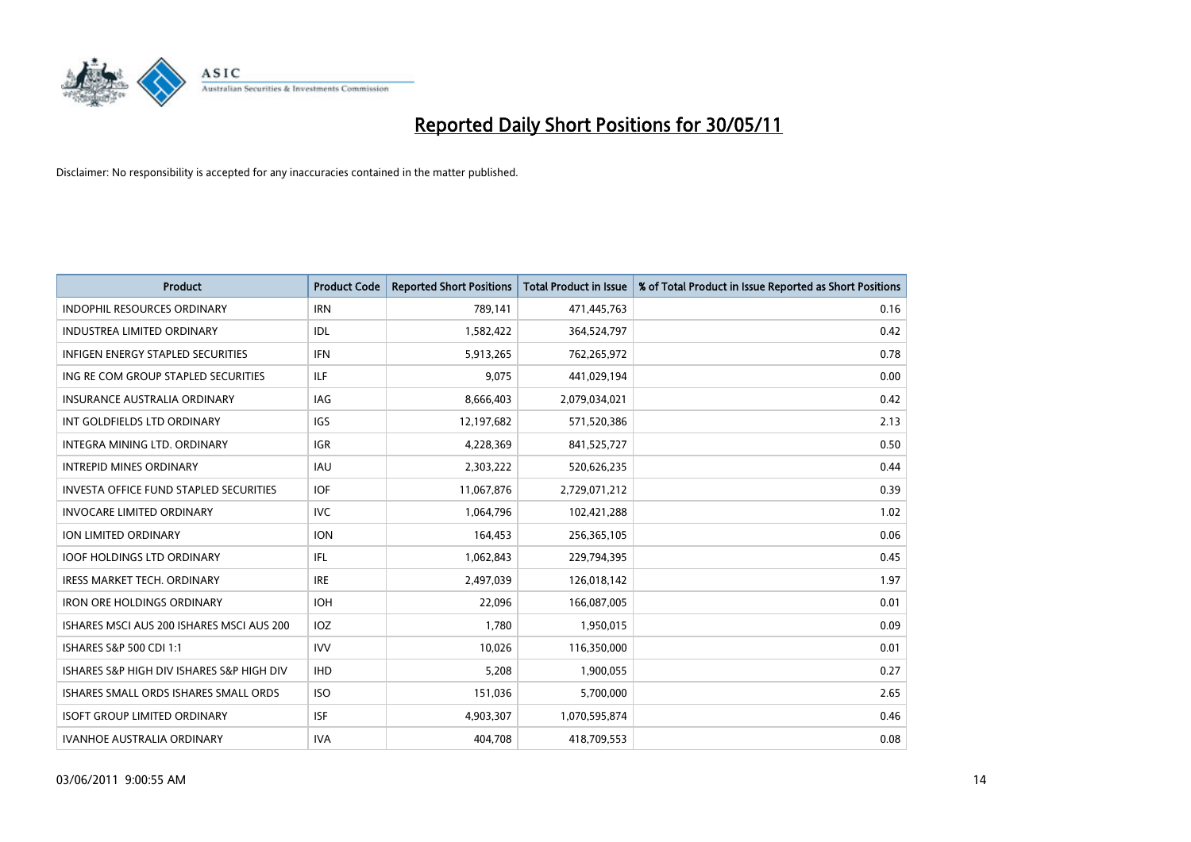# Reported Daily Short Positions for 30/05/11

Disclaimer: No responsibility is accepted for any inaccuracies contained in the matter published.

| Product | Product Code | Reported Short Positions | Total Product in Issue | % of Total Product in Issue Reported as Short Positions |
|---|---|---|---|---|
| INDOPHIL RESOURCES ORDINARY | IRN | 789,141 | 471,445,763 | 0.16 |
| INDUSTREA LIMITED ORDINARY | IDL | 1,582,422 | 364,524,797 | 0.42 |
| INFIGEN ENERGY STAPLED SECURITIES | IFN | 5,913,265 | 762,265,972 | 0.78 |
| ING RE COM GROUP STAPLED SECURITIES | ILF | 9,075 | 441,029,194 | 0.00 |
| INSURANCE AUSTRALIA ORDINARY | IAG | 8,666,403 | 2,079,034,021 | 0.42 |
| INT GOLDFIELDS LTD ORDINARY | IGS | 12,197,682 | 571,520,386 | 2.13 |
| INTEGRA MINING LTD. ORDINARY | IGR | 4,228,369 | 841,525,727 | 0.50 |
| INTREPID MINES ORDINARY | IAU | 2,303,222 | 520,626,235 | 0.44 |
| INVESTA OFFICE FUND STAPLED SECURITIES | IOF | 11,067,876 | 2,729,071,212 | 0.39 |
| INVOCARE LIMITED ORDINARY | IVC | 1,064,796 | 102,421,288 | 1.02 |
| ION LIMITED ORDINARY | ION | 164,453 | 256,365,105 | 0.06 |
| IOOF HOLDINGS LTD ORDINARY | IFL | 1,062,843 | 229,794,395 | 0.45 |
| IRESS MARKET TECH. ORDINARY | IRE | 2,497,039 | 126,018,142 | 1.97 |
| IRON ORE HOLDINGS ORDINARY | IOH | 22,096 | 166,087,005 | 0.01 |
| ISHARES MSCI AUS 200 ISHARES MSCI AUS 200 | IOZ | 1,780 | 1,950,015 | 0.09 |
| ISHARES S&P 500 CDI 1:1 | IVV | 10,026 | 116,350,000 | 0.01 |
| ISHARES S&P HIGH DIV ISHARES S&P HIGH DIV | IHD | 5,208 | 1,900,055 | 0.27 |
| ISHARES SMALL ORDS ISHARES SMALL ORDS | ISO | 151,036 | 5,700,000 | 2.65 |
| ISOFT GROUP LIMITED ORDINARY | ISF | 4,903,307 | 1,070,595,874 | 0.46 |
| IVANHOE AUSTRALIA ORDINARY | IVA | 404,708 | 418,709,553 | 0.08 |

03/06/2011 9:00:55 AM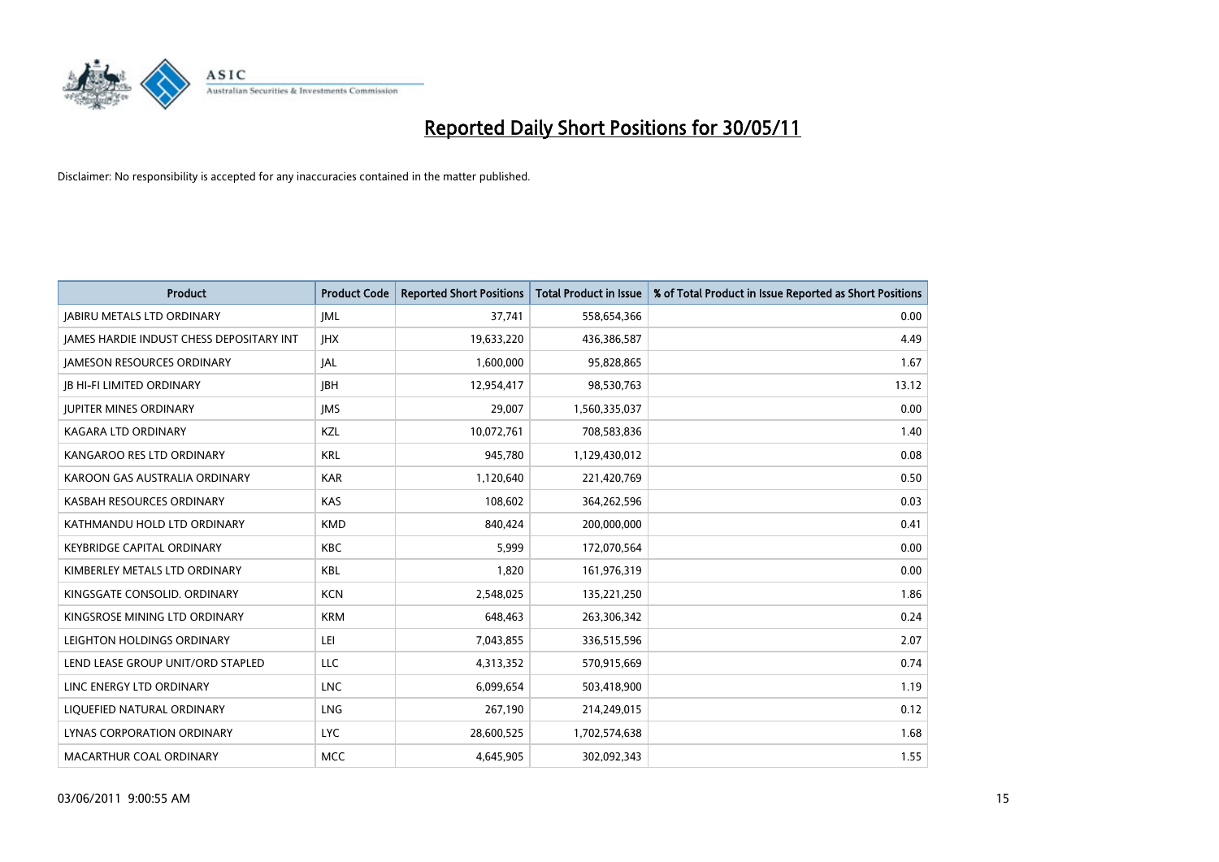# Reported Daily Short Positions for 30/05/11

Disclaimer: No responsibility is accepted for any inaccuracies contained in the matter published.

| Product | Product Code | Reported Short Positions | Total Product in Issue | % of Total Product in Issue Reported as Short Positions |
|---|---|---|---|---|
| JABIRU METALS LTD ORDINARY | JML | 37,741 | 558,654,366 | 0.00 |
| JAMES HARDIE INDUST CHESS DEPOSITARY INT | JHX | 19,633,220 | 436,386,587 | 4.49 |
| JAMESON RESOURCES ORDINARY | JAL | 1,600,000 | 95,828,865 | 1.67 |
| JB HI-FI LIMITED ORDINARY | JBH | 12,954,417 | 98,530,763 | 13.12 |
| JUPITER MINES ORDINARY | JMS | 29,007 | 1,560,335,037 | 0.00 |
| KAGARA LTD ORDINARY | KZL | 10,072,761 | 708,583,836 | 1.40 |
| KANGAROO RES LTD ORDINARY | KRL | 945,780 | 1,129,430,012 | 0.08 |
| KAROON GAS AUSTRALIA ORDINARY | KAR | 1,120,640 | 221,420,769 | 0.50 |
| KASBAH RESOURCES ORDINARY | KAS | 108,602 | 364,262,596 | 0.03 |
| KATHMANDU HOLD LTD ORDINARY | KMD | 840,424 | 200,000,000 | 0.41 |
| KEYBRIDGE CAPITAL ORDINARY | KBC | 5,999 | 172,070,564 | 0.00 |
| KIMBERLEY METALS LTD ORDINARY | KBL | 1,820 | 161,976,319 | 0.00 |
| KINGSGATE CONSOLID. ORDINARY | KCN | 2,548,025 | 135,221,250 | 1.86 |
| KINGSROSE MINING LTD ORDINARY | KRM | 648,463 | 263,306,342 | 0.24 |
| LEIGHTON HOLDINGS ORDINARY | LEI | 7,043,855 | 336,515,596 | 2.07 |
| LEND LEASE GROUP UNIT/ORD STAPLED | LLC | 4,313,352 | 570,915,669 | 0.74 |
| LINC ENERGY LTD ORDINARY | LNC | 6,099,654 | 503,418,900 | 1.19 |
| LIQUEFIED NATURAL ORDINARY | LNG | 267,190 | 214,249,015 | 0.12 |
| LYNAS CORPORATION ORDINARY | LYC | 28,600,525 | 1,702,574,638 | 1.68 |
| MACARTHUR COAL ORDINARY | MCC | 4,645,905 | 302,092,343 | 1.55 |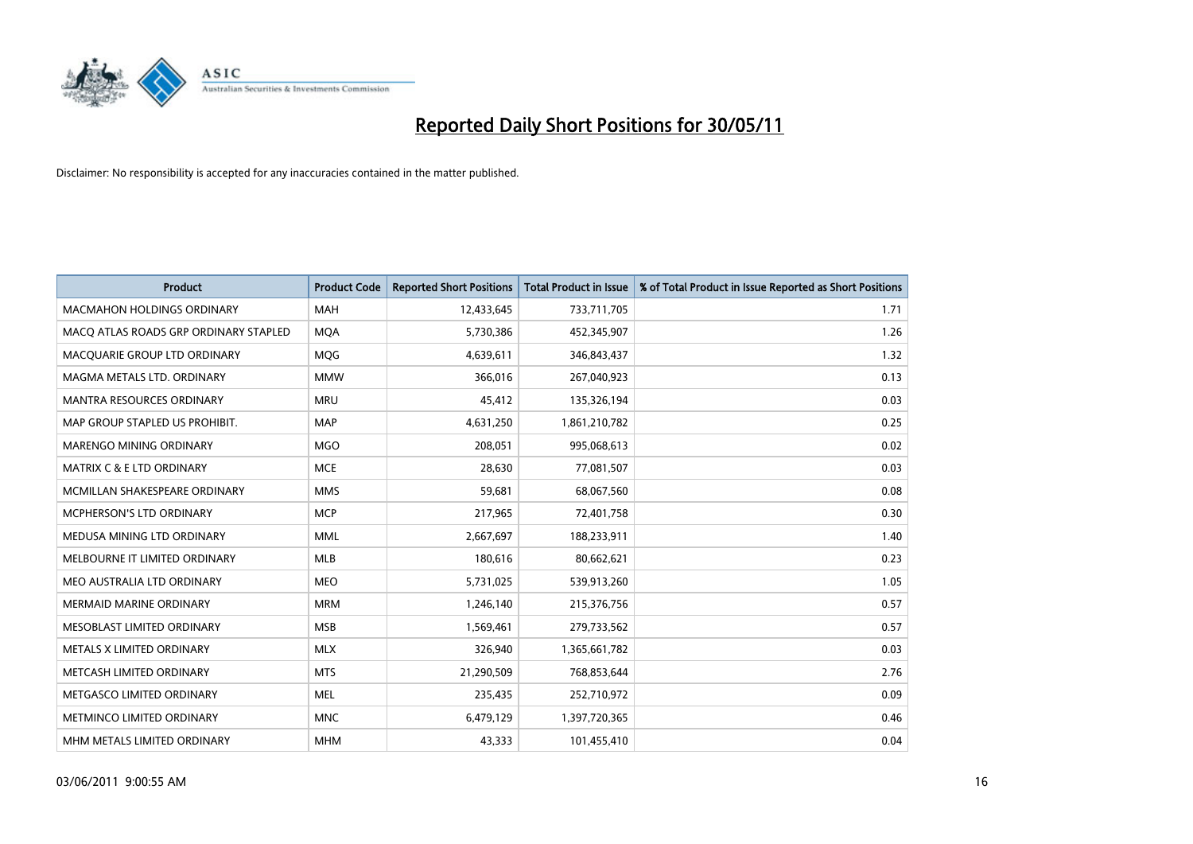# Reported Daily Short Positions for 30/05/11

Disclaimer: No responsibility is accepted for any inaccuracies contained in the matter published.

| Product | Product Code | Reported Short Positions | Total Product in Issue | % of Total Product in Issue Reported as Short Positions |
|---|---|---|---|---|
| MACMAHON HOLDINGS ORDINARY | MAH | 12,433,645 | 733,711,705 | 1.71 |
| MACQ ATLAS ROADS GRP ORDINARY STAPLED | MQA | 5,730,386 | 452,345,907 | 1.26 |
| MACQUARIE GROUP LTD ORDINARY | MQG | 4,639,611 | 346,843,437 | 1.32 |
| MAGMA METALS LTD. ORDINARY | MMW | 366,016 | 267,040,923 | 0.13 |
| MANTRA RESOURCES ORDINARY | MRU | 45,412 | 135,326,194 | 0.03 |
| MAP GROUP STAPLED US PROHIBIT. | MAP | 4,631,250 | 1,861,210,782 | 0.25 |
| MARENGO MINING ORDINARY | MGO | 208,051 | 995,068,613 | 0.02 |
| MATRIX C & E LTD ORDINARY | MCE | 28,630 | 77,081,507 | 0.03 |
| MCMILLAN SHAKESPEARE ORDINARY | MMS | 59,681 | 68,067,560 | 0.08 |
| MCPHERSON'S LTD ORDINARY | MCP | 217,965 | 72,401,758 | 0.30 |
| MEDUSA MINING LTD ORDINARY | MML | 2,667,697 | 188,233,911 | 1.40 |
| MELBOURNE IT LIMITED ORDINARY | MLB | 180,616 | 80,662,621 | 0.23 |
| MEO AUSTRALIA LTD ORDINARY | MEO | 5,731,025 | 539,913,260 | 1.05 |
| MERMAID MARINE ORDINARY | MRM | 1,246,140 | 215,376,756 | 0.57 |
| MESOBLAST LIMITED ORDINARY | MSB | 1,569,461 | 279,733,562 | 0.57 |
| METALS X LIMITED ORDINARY | MLX | 326,940 | 1,365,661,782 | 0.03 |
| METCASH LIMITED ORDINARY | MTS | 21,290,509 | 768,853,644 | 2.76 |
| METGASCO LIMITED ORDINARY | MEL | 235,435 | 252,710,972 | 0.09 |
| METMINCO LIMITED ORDINARY | MNC | 6,479,129 | 1,397,720,365 | 0.46 |
| MHM METALS LIMITED ORDINARY | MHM | 43,333 | 101,455,410 | 0.04 |

03/06/2011 9:00:55 AM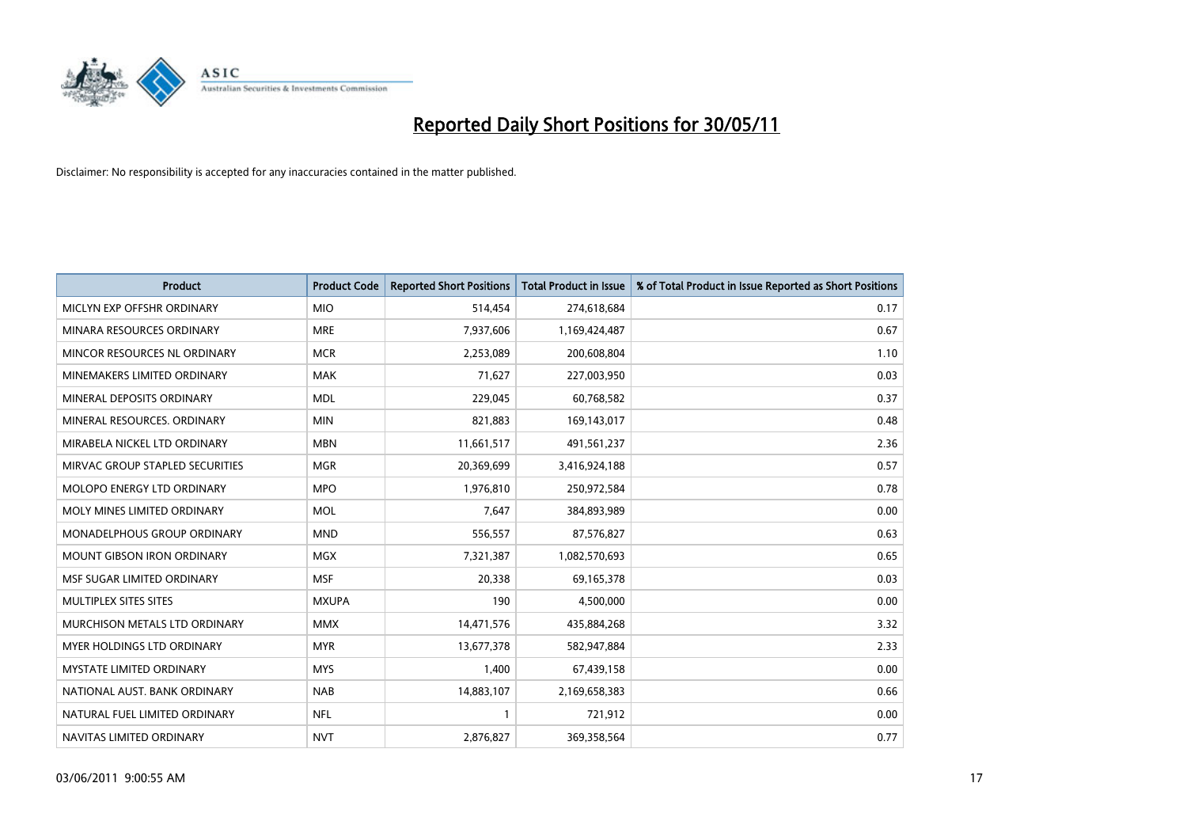# Reported Daily Short Positions for 30/05/11

Disclaimer: No responsibility is accepted for any inaccuracies contained in the matter published.

| Product | Product Code | Reported Short Positions | Total Product in Issue | % of Total Product in Issue Reported as Short Positions |
|---|---|---|---|---|
| MICLYN EXP OFFSHR ORDINARY | MIO | 514,454 | 274,618,684 | 0.17 |
| MINARA RESOURCES ORDINARY | MRE | 7,937,606 | 1,169,424,487 | 0.67 |
| MINCOR RESOURCES NL ORDINARY | MCR | 2,253,089 | 200,608,804 | 1.10 |
| MINEMAKERS LIMITED ORDINARY | MAK | 71,627 | 227,003,950 | 0.03 |
| MINERAL DEPOSITS ORDINARY | MDL | 229,045 | 60,768,582 | 0.37 |
| MINERAL RESOURCES. ORDINARY | MIN | 821,883 | 169,143,017 | 0.48 |
| MIRABELA NICKEL LTD ORDINARY | MBN | 11,661,517 | 491,561,237 | 2.36 |
| MIRVAC GROUP STAPLED SECURITIES | MGR | 20,369,699 | 3,416,924,188 | 0.57 |
| MOLOPO ENERGY LTD ORDINARY | MPO | 1,976,810 | 250,972,584 | 0.78 |
| MOLY MINES LIMITED ORDINARY | MOL | 7,647 | 384,893,989 | 0.00 |
| MONADELPHOUS GROUP ORDINARY | MND | 556,557 | 87,576,827 | 0.63 |
| MOUNT GIBSON IRON ORDINARY | MGX | 7,321,387 | 1,082,570,693 | 0.65 |
| MSF SUGAR LIMITED ORDINARY | MSF | 20,338 | 69,165,378 | 0.03 |
| MULTIPLEX SITES SITES | MXUPA | 190 | 4,500,000 | 0.00 |
| MURCHISON METALS LTD ORDINARY | MMX | 14,471,576 | 435,884,268 | 3.32 |
| MYER HOLDINGS LTD ORDINARY | MYR | 13,677,378 | 582,947,884 | 2.33 |
| MYSTATE LIMITED ORDINARY | MYS | 1,400 | 67,439,158 | 0.00 |
| NATIONAL AUST. BANK ORDINARY | NAB | 14,883,107 | 2,169,658,383 | 0.66 |
| NATURAL FUEL LIMITED ORDINARY | NFL | 1 | 721,912 | 0.00 |
| NAVITAS LIMITED ORDINARY | NVT | 2,876,827 | 369,358,564 | 0.77 |

03/06/2011 9:00:55 AM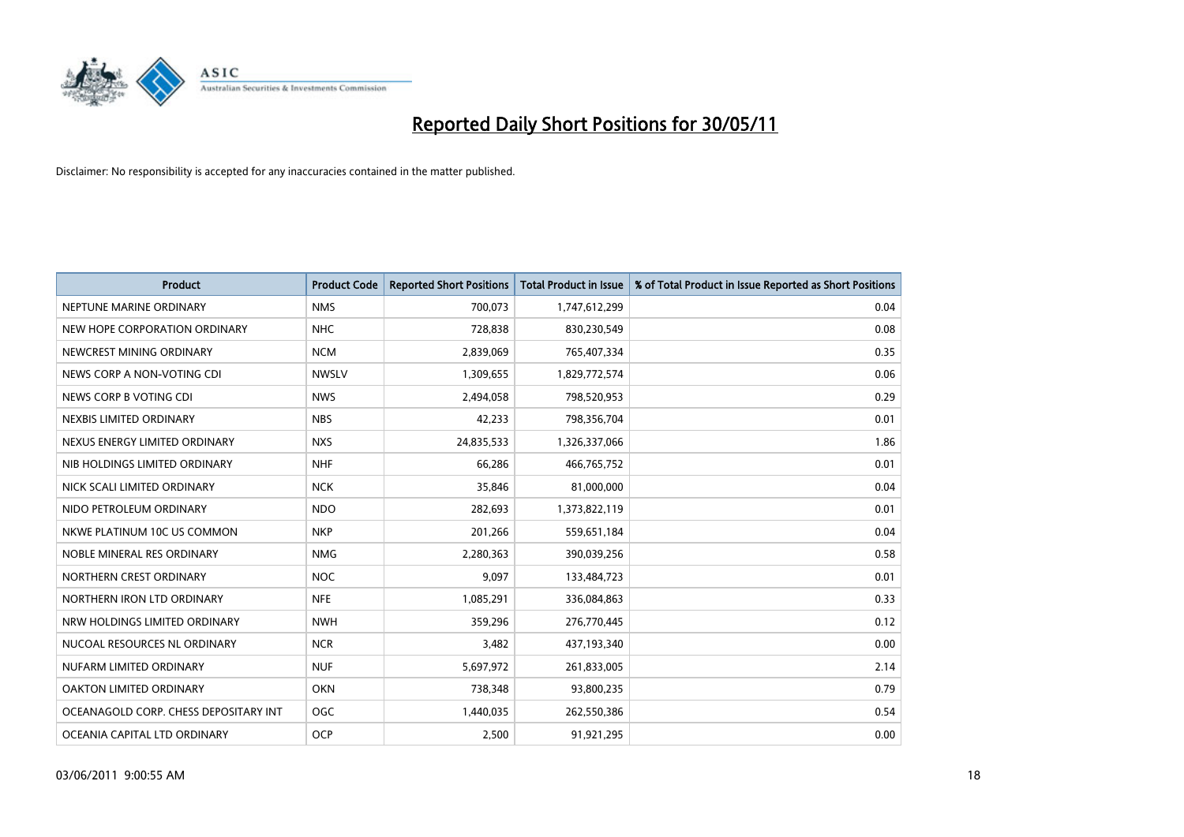# Reported Daily Short Positions for 30/05/11

Disclaimer: No responsibility is accepted for any inaccuracies contained in the matter published.

| Product | Product Code | Reported Short Positions | Total Product in Issue | % of Total Product in Issue Reported as Short Positions |
|---|---|---|---|---|
| NEPTUNE MARINE ORDINARY | NMS | 700,073 | 1,747,612,299 | 0.04 |
| NEW HOPE CORPORATION ORDINARY | NHC | 728,838 | 830,230,549 | 0.08 |
| NEWCREST MINING ORDINARY | NCM | 2,839,069 | 765,407,334 | 0.35 |
| NEWS CORP A NON-VOTING CDI | NWSLV | 1,309,655 | 1,829,772,574 | 0.06 |
| NEWS CORP B VOTING CDI | NWS | 2,494,058 | 798,520,953 | 0.29 |
| NEXBIS LIMITED ORDINARY | NBS | 42,233 | 798,356,704 | 0.01 |
| NEXUS ENERGY LIMITED ORDINARY | NXS | 24,835,533 | 1,326,337,066 | 1.86 |
| NIB HOLDINGS LIMITED ORDINARY | NHF | 66,286 | 466,765,752 | 0.01 |
| NICK SCALI LIMITED ORDINARY | NCK | 35,846 | 81,000,000 | 0.04 |
| NIDO PETROLEUM ORDINARY | NDO | 282,693 | 1,373,822,119 | 0.01 |
| NKWE PLATINUM 10C US COMMON | NKP | 201,266 | 559,651,184 | 0.04 |
| NOBLE MINERAL RES ORDINARY | NMG | 2,280,363 | 390,039,256 | 0.58 |
| NORTHERN CREST ORDINARY | NOC | 9,097 | 133,484,723 | 0.01 |
| NORTHERN IRON LTD ORDINARY | NFE | 1,085,291 | 336,084,863 | 0.33 |
| NRW HOLDINGS LIMITED ORDINARY | NWH | 359,296 | 276,770,445 | 0.12 |
| NUCOAL RESOURCES NL ORDINARY | NCR | 3,482 | 437,193,340 | 0.00 |
| NUFARM LIMITED ORDINARY | NUF | 5,697,972 | 261,833,005 | 2.14 |
| OAKTON LIMITED ORDINARY | OKN | 738,348 | 93,800,235 | 0.79 |
| OCEANAGOLD CORP. CHESS DEPOSITARY INT | OGC | 1,440,035 | 262,550,386 | 0.54 |
| OCEANIA CAPITAL LTD ORDINARY | OCP | 2,500 | 91,921,295 | 0.00 |

03/06/2011 9:00:55 AM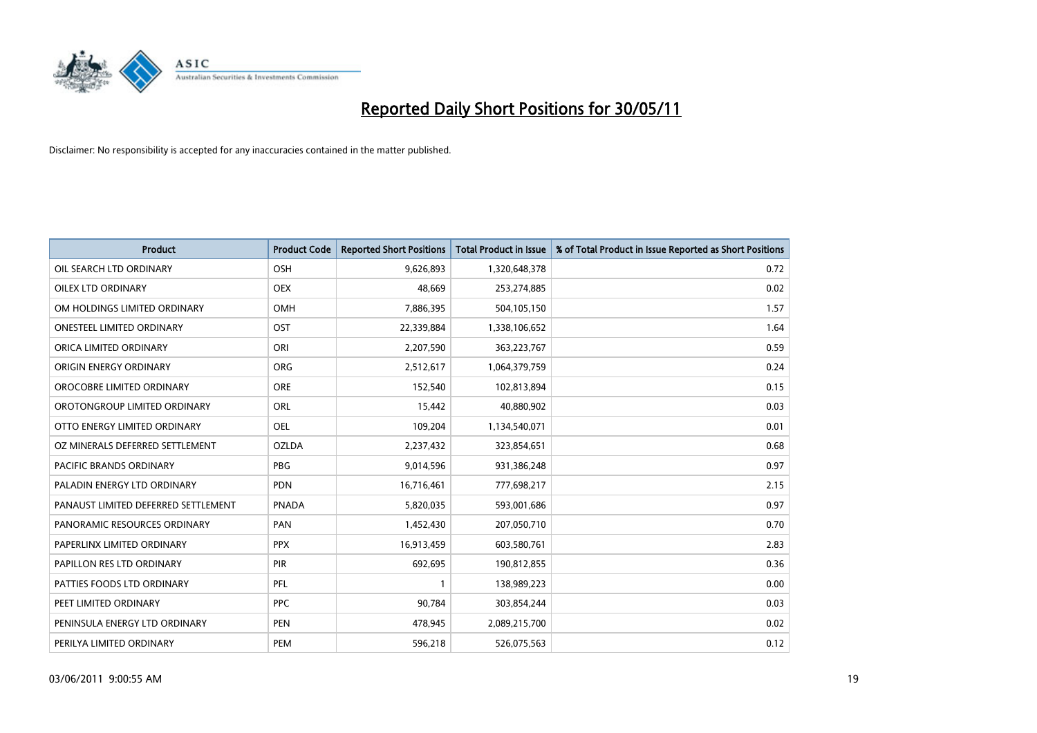# Reported Daily Short Positions for 30/05/11

Disclaimer: No responsibility is accepted for any inaccuracies contained in the matter published.

| Product | Product Code | Reported Short Positions | Total Product in Issue | % of Total Product in Issue Reported as Short Positions |
|---|---|---|---|---|
| OIL SEARCH LTD ORDINARY | OSH | 9,626,893 | 1,320,648,378 | 0.72 |
| OILEX LTD ORDINARY | OEX | 48,669 | 253,274,885 | 0.02 |
| OM HOLDINGS LIMITED ORDINARY | OMH | 7,886,395 | 504,105,150 | 1.57 |
| ONESTEEL LIMITED ORDINARY | OST | 22,339,884 | 1,338,106,652 | 1.64 |
| ORICA LIMITED ORDINARY | ORI | 2,207,590 | 363,223,767 | 0.59 |
| ORIGIN ENERGY ORDINARY | ORG | 2,512,617 | 1,064,379,759 | 0.24 |
| OROCOBRE LIMITED ORDINARY | ORE | 152,540 | 102,813,894 | 0.15 |
| OROTONGROUP LIMITED ORDINARY | ORL | 15,442 | 40,880,902 | 0.03 |
| OTTO ENERGY LIMITED ORDINARY | OEL | 109,204 | 1,134,540,071 | 0.01 |
| OZ MINERALS DEFERRED SETTLEMENT | OZLDA | 2,237,432 | 323,854,651 | 0.68 |
| PACIFIC BRANDS ORDINARY | PBG | 9,014,596 | 931,386,248 | 0.97 |
| PALADIN ENERGY LTD ORDINARY | PDN | 16,716,461 | 777,698,217 | 2.15 |
| PANAUST LIMITED DEFERRED SETTLEMENT | PNADA | 5,820,035 | 593,001,686 | 0.97 |
| PANORAMIC RESOURCES ORDINARY | PAN | 1,452,430 | 207,050,710 | 0.70 |
| PAPERLINX LIMITED ORDINARY | PPX | 16,913,459 | 603,580,761 | 2.83 |
| PAPILLON RES LTD ORDINARY | PIR | 692,695 | 190,812,855 | 0.36 |
| PATTIES FOODS LTD ORDINARY | PFL | 1 | 138,989,223 | 0.00 |
| PEET LIMITED ORDINARY | PPC | 90,784 | 303,854,244 | 0.03 |
| PENINSULA ENERGY LTD ORDINARY | PEN | 478,945 | 2,089,215,700 | 0.02 |
| PERILYA LIMITED ORDINARY | PEM | 596,218 | 526,075,563 | 0.12 |

03/06/2011 9:00:55 AM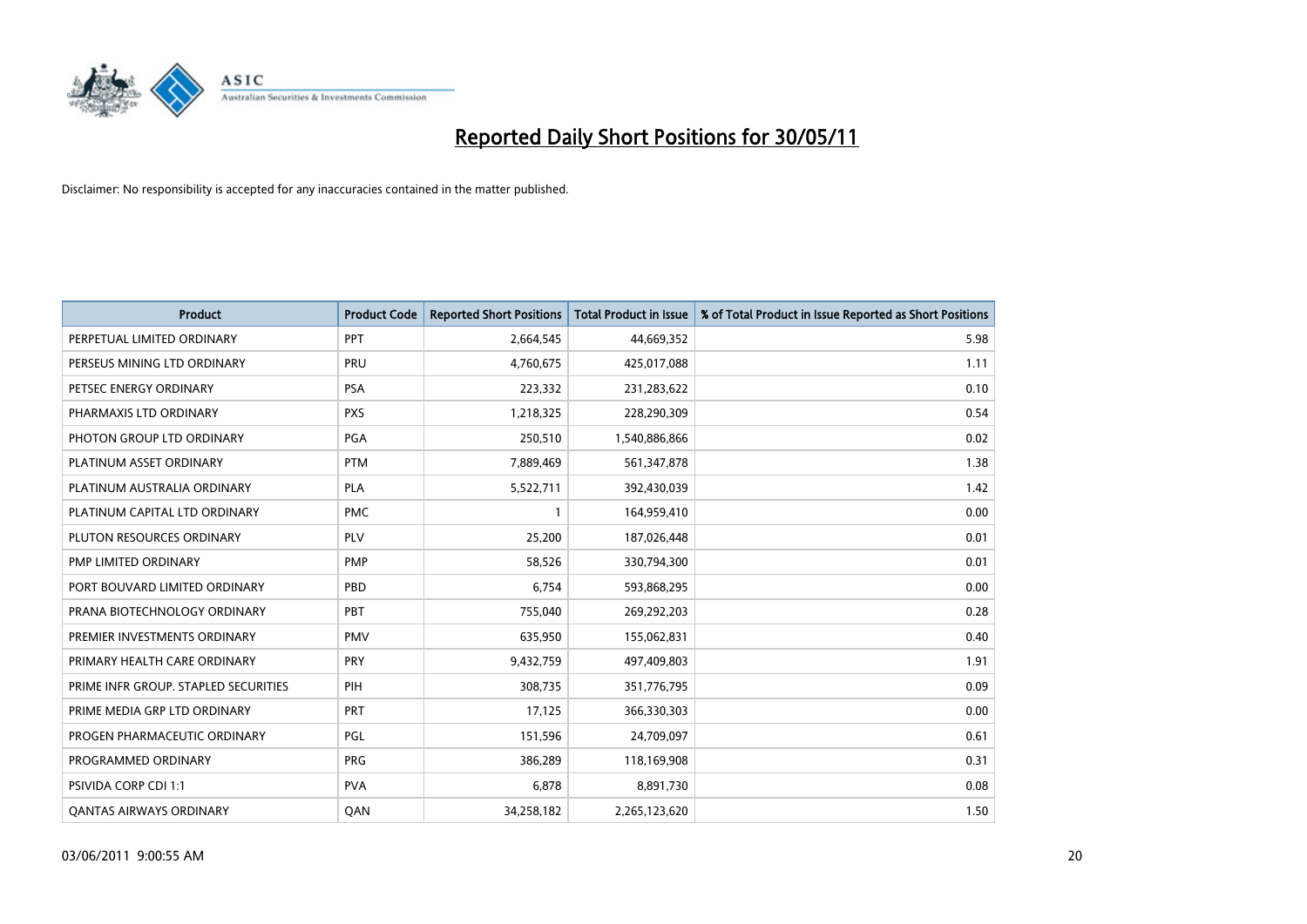# Reported Daily Short Positions for 30/05/11

Disclaimer: No responsibility is accepted for any inaccuracies contained in the matter published.

| Product | Product Code | Reported Short Positions | Total Product in Issue | % of Total Product in Issue Reported as Short Positions |
|---|---|---|---|---|
| PERPETUAL LIMITED ORDINARY | PPT | 2,664,545 | 44,669,352 | 5.98 |
| PERSEUS MINING LTD ORDINARY | PRU | 4,760,675 | 425,017,088 | 1.11 |
| PETSEC ENERGY ORDINARY | PSA | 223,332 | 231,283,622 | 0.10 |
| PHARMAXIS LTD ORDINARY | PXS | 1,218,325 | 228,290,309 | 0.54 |
| PHOTON GROUP LTD ORDINARY | PGA | 250,510 | 1,540,886,866 | 0.02 |
| PLATINUM ASSET ORDINARY | PTM | 7,889,469 | 561,347,878 | 1.38 |
| PLATINUM AUSTRALIA ORDINARY | PLA | 5,522,711 | 392,430,039 | 1.42 |
| PLATINUM CAPITAL LTD ORDINARY | PMC | 1 | 164,959,410 | 0.00 |
| PLUTON RESOURCES ORDINARY | PLV | 25,200 | 187,026,448 | 0.01 |
| PMP LIMITED ORDINARY | PMP | 58,526 | 330,794,300 | 0.01 |
| PORT BOUVARD LIMITED ORDINARY | PBD | 6,754 | 593,868,295 | 0.00 |
| PRANA BIOTECHNOLOGY ORDINARY | PBT | 755,040 | 269,292,203 | 0.28 |
| PREMIER INVESTMENTS ORDINARY | PMV | 635,950 | 155,062,831 | 0.40 |
| PRIMARY HEALTH CARE ORDINARY | PRY | 9,432,759 | 497,409,803 | 1.91 |
| PRIME INFR GROUP. STAPLED SECURITIES | PIH | 308,735 | 351,776,795 | 0.09 |
| PRIME MEDIA GRP LTD ORDINARY | PRT | 17,125 | 366,330,303 | 0.00 |
| PROGEN PHARMACEUTIC ORDINARY | PGL | 151,596 | 24,709,097 | 0.61 |
| PROGRAMMED ORDINARY | PRG | 386,289 | 118,169,908 | 0.31 |
| PSIVIDA CORP CDI 1:1 | PVA | 6,878 | 8,891,730 | 0.08 |
| QANTAS AIRWAYS ORDINARY | QAN | 34,258,182 | 2,265,123,620 | 1.50 |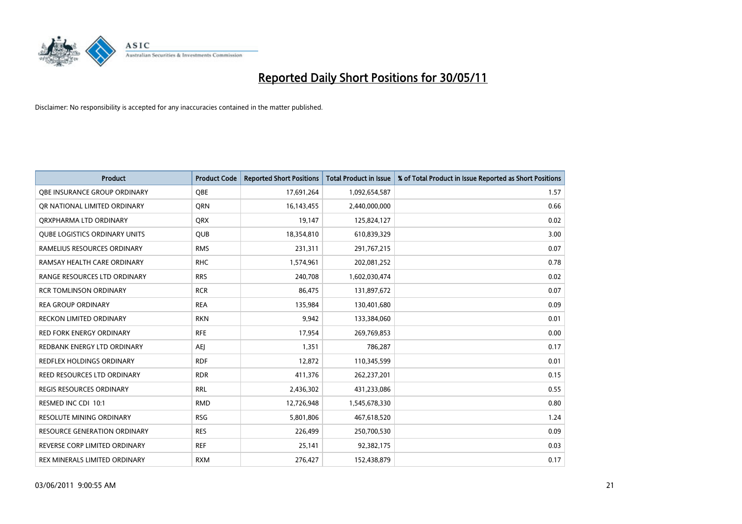# Reported Daily Short Positions for 30/05/11

Disclaimer: No responsibility is accepted for any inaccuracies contained in the matter published.

| Product | Product Code | Reported Short Positions | Total Product in Issue | % of Total Product in Issue Reported as Short Positions |
| --- | --- | --- | --- | --- |
| QBE INSURANCE GROUP ORDINARY | QBE | 17,691,264 | 1,092,654,587 | 1.57 |
| QR NATIONAL LIMITED ORDINARY | QRN | 16,143,455 | 2,440,000,000 | 0.66 |
| QRXPHARMA LTD ORDINARY | QRX | 19,147 | 125,824,127 | 0.02 |
| QUBE LOGISTICS ORDINARY UNITS | QUB | 18,354,810 | 610,839,329 | 3.00 |
| RAMELIUS RESOURCES ORDINARY | RMS | 231,311 | 291,767,215 | 0.07 |
| RAMSAY HEALTH CARE ORDINARY | RHC | 1,574,961 | 202,081,252 | 0.78 |
| RANGE RESOURCES LTD ORDINARY | RRS | 240,708 | 1,602,030,474 | 0.02 |
| RCR TOMLINSON ORDINARY | RCR | 86,475 | 131,897,672 | 0.07 |
| REA GROUP ORDINARY | REA | 135,984 | 130,401,680 | 0.09 |
| RECKON LIMITED ORDINARY | RKN | 9,942 | 133,384,060 | 0.01 |
| RED FORK ENERGY ORDINARY | RFE | 17,954 | 269,769,853 | 0.00 |
| REDBANK ENERGY LTD ORDINARY | AEJ | 1,351 | 786,287 | 0.17 |
| REDFLEX HOLDINGS ORDINARY | RDF | 12,872 | 110,345,599 | 0.01 |
| REED RESOURCES LTD ORDINARY | RDR | 411,376 | 262,237,201 | 0.15 |
| REGIS RESOURCES ORDINARY | RRL | 2,436,302 | 431,233,086 | 0.55 |
| RESMED INC CDI 10:1 | RMD | 12,726,948 | 1,545,678,330 | 0.80 |
| RESOLUTE MINING ORDINARY | RSG | 5,801,806 | 467,618,520 | 1.24 |
| RESOURCE GENERATION ORDINARY | RES | 226,499 | 250,700,530 | 0.09 |
| REVERSE CORP LIMITED ORDINARY | REF | 25,141 | 92,382,175 | 0.03 |
| REX MINERALS LIMITED ORDINARY | RXM | 276,427 | 152,438,879 | 0.17 |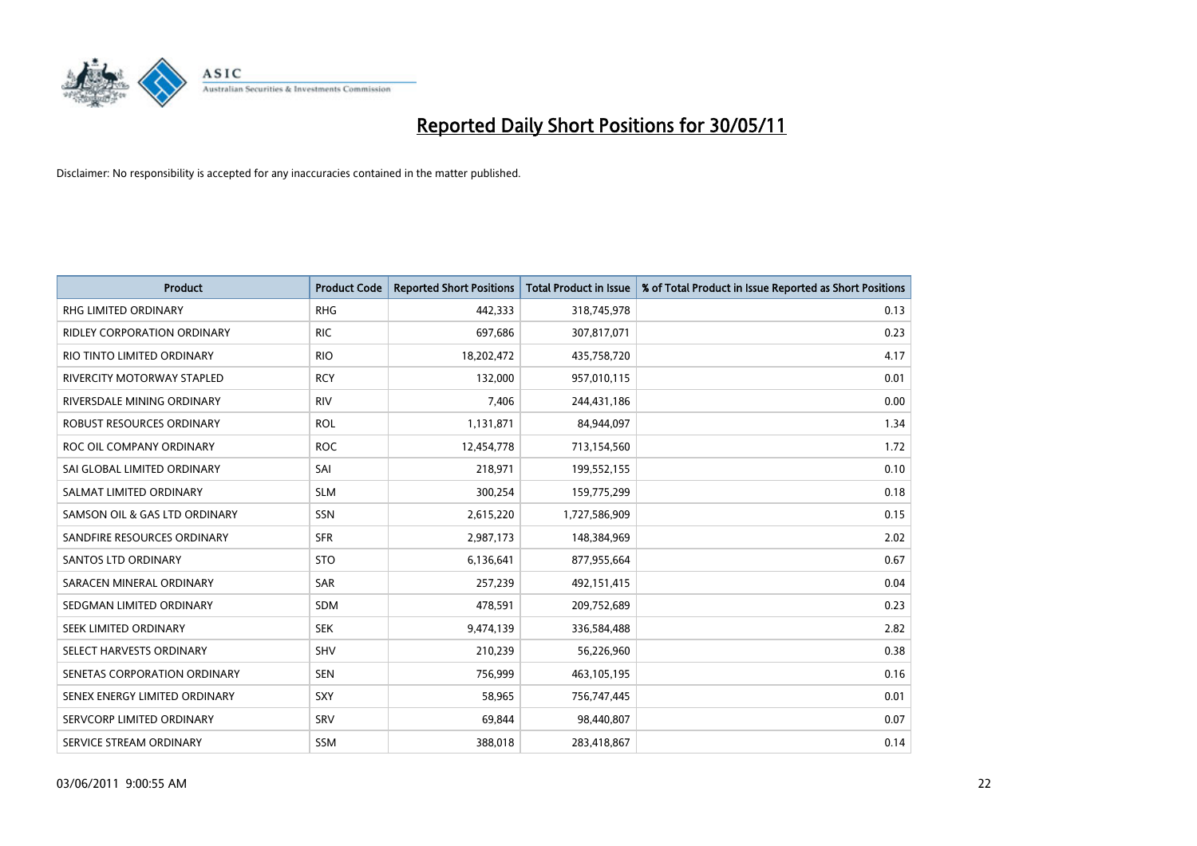# Reported Daily Short Positions for 30/05/11

Disclaimer: No responsibility is accepted for any inaccuracies contained in the matter published.

| Product | Product Code | Reported Short Positions | Total Product in Issue | % of Total Product in Issue Reported as Short Positions |
|---|---|---|---|---|
| RHG LIMITED ORDINARY | RHG | 442,333 | 318,745,978 | 0.13 |
| RIDLEY CORPORATION ORDINARY | RIC | 697,686 | 307,817,071 | 0.23 |
| RIO TINTO LIMITED ORDINARY | RIO | 18,202,472 | 435,758,720 | 4.17 |
| RIVERCITY MOTORWAY STAPLED | RCY | 132,000 | 957,010,115 | 0.01 |
| RIVERSDALE MINING ORDINARY | RIV | 7,406 | 244,431,186 | 0.00 |
| ROBUST RESOURCES ORDINARY | ROL | 1,131,871 | 84,944,097 | 1.34 |
| ROC OIL COMPANY ORDINARY | ROC | 12,454,778 | 713,154,560 | 1.72 |
| SAI GLOBAL LIMITED ORDINARY | SAI | 218,971 | 199,552,155 | 0.10 |
| SALMAT LIMITED ORDINARY | SLM | 300,254 | 159,775,299 | 0.18 |
| SAMSON OIL & GAS LTD ORDINARY | SSN | 2,615,220 | 1,727,586,909 | 0.15 |
| SANDFIRE RESOURCES ORDINARY | SFR | 2,987,173 | 148,384,969 | 2.02 |
| SANTOS LTD ORDINARY | STO | 6,136,641 | 877,955,664 | 0.67 |
| SARACEN MINERAL ORDINARY | SAR | 257,239 | 492,151,415 | 0.04 |
| SEDGMAN LIMITED ORDINARY | SDM | 478,591 | 209,752,689 | 0.23 |
| SEEK LIMITED ORDINARY | SEK | 9,474,139 | 336,584,488 | 2.82 |
| SELECT HARVESTS ORDINARY | SHV | 210,239 | 56,226,960 | 0.38 |
| SENETAS CORPORATION ORDINARY | SEN | 756,999 | 463,105,195 | 0.16 |
| SENEX ENERGY LIMITED ORDINARY | SXY | 58,965 | 756,747,445 | 0.01 |
| SERVCORP LIMITED ORDINARY | SRV | 69,844 | 98,440,807 | 0.07 |
| SERVICE STREAM ORDINARY | SSM | 388,018 | 283,418,867 | 0.14 |

03/06/2011 9:00:55 AM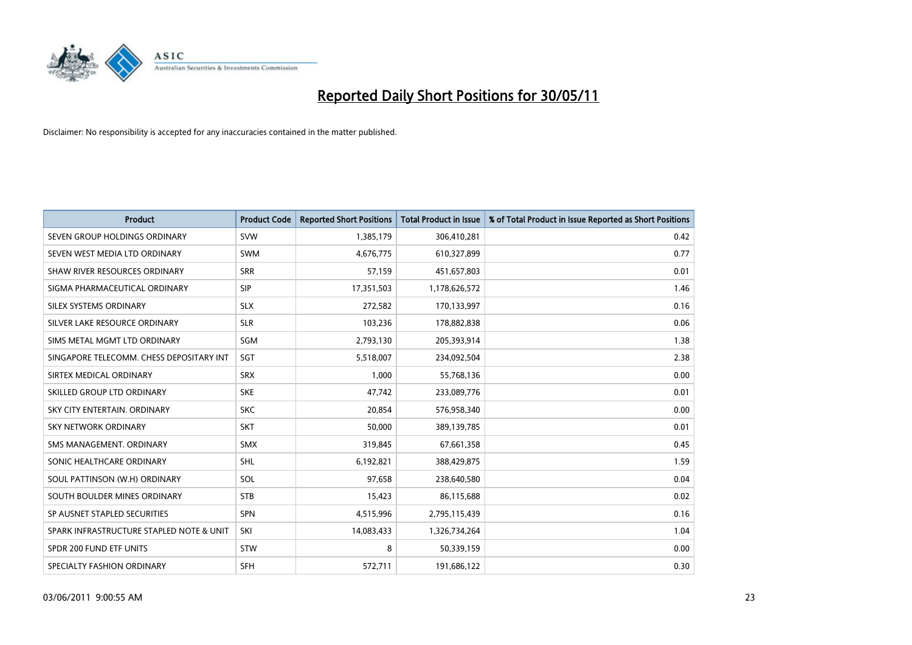# Reported Daily Short Positions for 30/05/11

Disclaimer: No responsibility is accepted for any inaccuracies contained in the matter published.

| Product | Product Code | Reported Short Positions | Total Product in Issue | % of Total Product in Issue Reported as Short Positions |
|---|---|---|---|---|
| SEVEN GROUP HOLDINGS ORDINARY | SVW | 1,385,179 | 306,410,281 | 0.42 |
| SEVEN WEST MEDIA LTD ORDINARY | SWM | 4,676,775 | 610,327,899 | 0.77 |
| SHAW RIVER RESOURCES ORDINARY | SRR | 57,159 | 451,657,803 | 0.01 |
| SIGMA PHARMACEUTICAL ORDINARY | SIP | 17,351,503 | 1,178,626,572 | 1.46 |
| SILEX SYSTEMS ORDINARY | SLX | 272,582 | 170,133,997 | 0.16 |
| SILVER LAKE RESOURCE ORDINARY | SLR | 103,236 | 178,882,838 | 0.06 |
| SIMS METAL MGMT LTD ORDINARY | SGM | 2,793,130 | 205,393,914 | 1.38 |
| SINGAPORE TELECOMM. CHESS DEPOSITARY INT | SGT | 5,518,007 | 234,092,504 | 2.38 |
| SIRTEX MEDICAL ORDINARY | SRX | 1,000 | 55,768,136 | 0.00 |
| SKILLED GROUP LTD ORDINARY | SKE | 47,742 | 233,089,776 | 0.01 |
| SKY CITY ENTERTAIN. ORDINARY | SKC | 20,854 | 576,958,340 | 0.00 |
| SKY NETWORK ORDINARY | SKT | 50,000 | 389,139,785 | 0.01 |
| SMS MANAGEMENT. ORDINARY | SMX | 319,845 | 67,661,358 | 0.45 |
| SONIC HEALTHCARE ORDINARY | SHL | 6,192,821 | 388,429,875 | 1.59 |
| SOUL PATTINSON (W.H) ORDINARY | SOL | 97,658 | 238,640,580 | 0.04 |
| SOUTH BOULDER MINES ORDINARY | STB | 15,423 | 86,115,688 | 0.02 |
| SP AUSNET STAPLED SECURITIES | SPN | 4,515,996 | 2,795,115,439 | 0.16 |
| SPARK INFRASTRUCTURE STAPLED NOTE & UNIT | SKI | 14,083,433 | 1,326,734,264 | 1.04 |
| SPDR 200 FUND ETF UNITS | STW | 8 | 50,339,159 | 0.00 |
| SPECIALTY FASHION ORDINARY | SFH | 572,711 | 191,686,122 | 0.30 |

03/06/2011 9:00:55 AM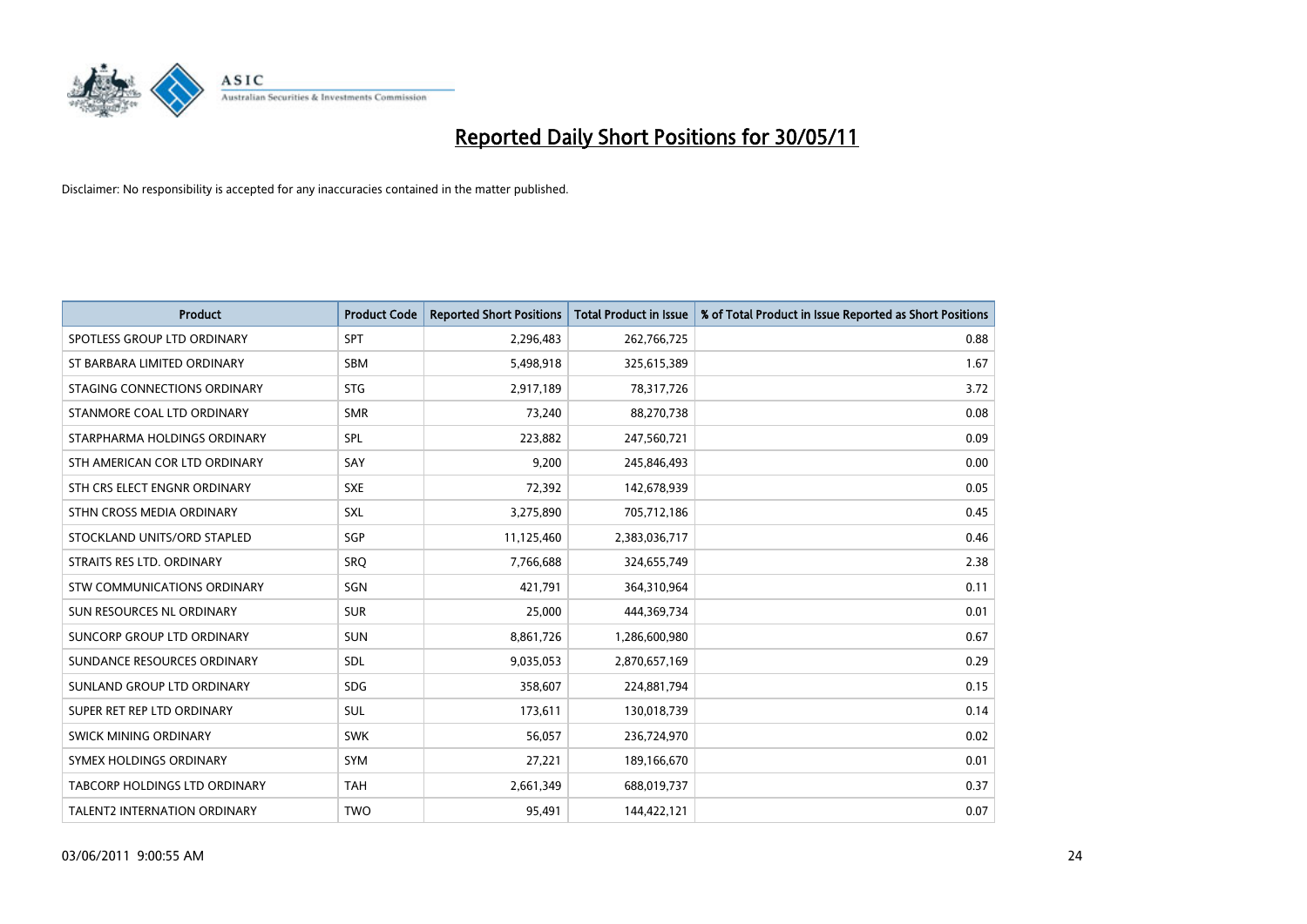# Reported Daily Short Positions for 30/05/11

Disclaimer: No responsibility is accepted for any inaccuracies contained in the matter published.

| Product | Product Code | Reported Short Positions | Total Product in Issue | % of Total Product in Issue Reported as Short Positions |
|---|---|---|---|---|
| SPOTLESS GROUP LTD ORDINARY | SPT | 2,296,483 | 262,766,725 | 0.88 |
| ST BARBARA LIMITED ORDINARY | SBM | 5,498,918 | 325,615,389 | 1.67 |
| STAGING CONNECTIONS ORDINARY | STG | 2,917,189 | 78,317,726 | 3.72 |
| STANMORE COAL LTD ORDINARY | SMR | 73,240 | 88,270,738 | 0.08 |
| STARPHARMA HOLDINGS ORDINARY | SPL | 223,882 | 247,560,721 | 0.09 |
| STH AMERICAN COR LTD ORDINARY | SAY | 9,200 | 245,846,493 | 0.00 |
| STH CRS ELECT ENGNR ORDINARY | SXE | 72,392 | 142,678,939 | 0.05 |
| STHN CROSS MEDIA ORDINARY | SXL | 3,275,890 | 705,712,186 | 0.45 |
| STOCKLAND UNITS/ORD STAPLED | SGP | 11,125,460 | 2,383,036,717 | 0.46 |
| STRAITS RES LTD. ORDINARY | SRQ | 7,766,688 | 324,655,749 | 2.38 |
| STW COMMUNICATIONS ORDINARY | SGN | 421,791 | 364,310,964 | 0.11 |
| SUN RESOURCES NL ORDINARY | SUR | 25,000 | 444,369,734 | 0.01 |
| SUNCORP GROUP LTD ORDINARY | SUN | 8,861,726 | 1,286,600,980 | 0.67 |
| SUNDANCE RESOURCES ORDINARY | SDL | 9,035,053 | 2,870,657,169 | 0.29 |
| SUNLAND GROUP LTD ORDINARY | SDG | 358,607 | 224,881,794 | 0.15 |
| SUPER RET REP LTD ORDINARY | SUL | 173,611 | 130,018,739 | 0.14 |
| SWICK MINING ORDINARY | SWK | 56,057 | 236,724,970 | 0.02 |
| SYMEX HOLDINGS ORDINARY | SYM | 27,221 | 189,166,670 | 0.01 |
| TABCORP HOLDINGS LTD ORDINARY | TAH | 2,661,349 | 688,019,737 | 0.37 |
| TALENT2 INTERNATION ORDINARY | TWO | 95,491 | 144,422,121 | 0.07 |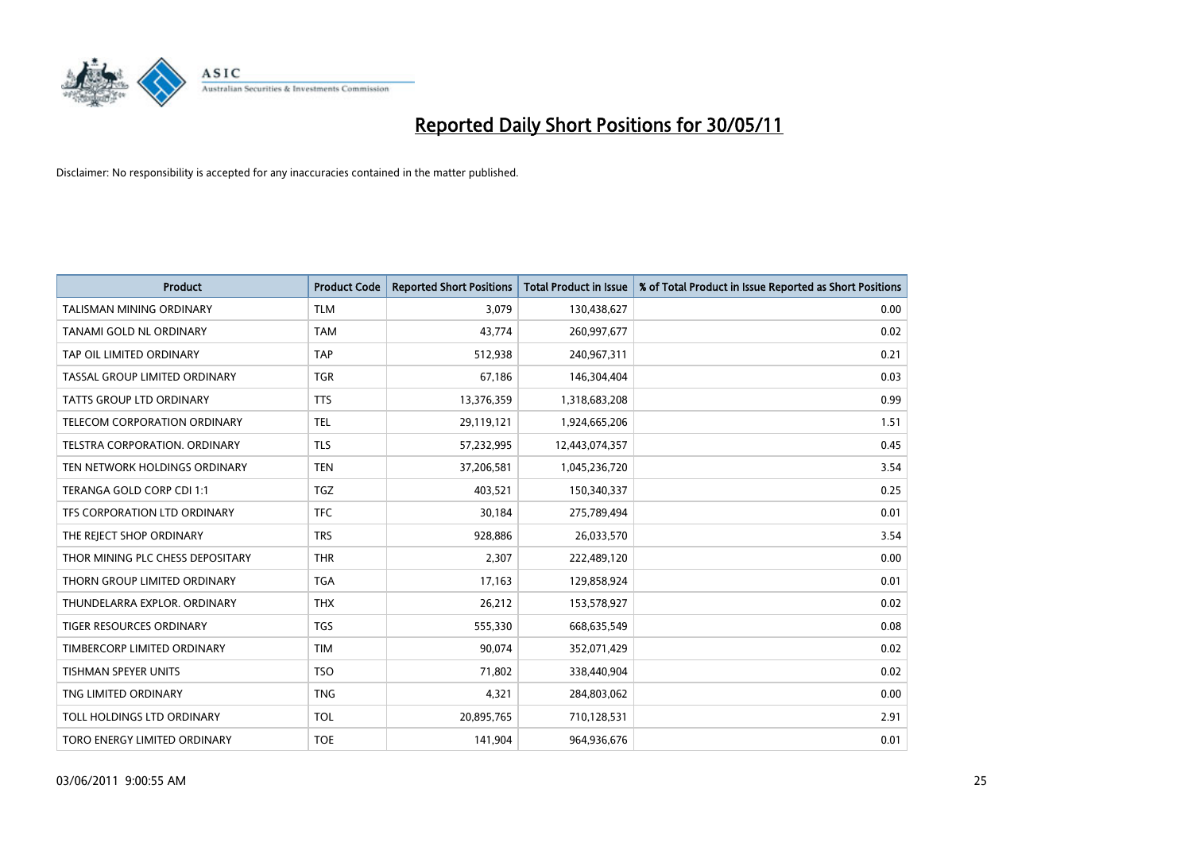# Reported Daily Short Positions for 30/05/11

Disclaimer: No responsibility is accepted for any inaccuracies contained in the matter published.

| Product | Product Code | Reported Short Positions | Total Product in Issue | % of Total Product in Issue Reported as Short Positions |
|---|---|---|---|---|
| TALISMAN MINING ORDINARY | TLM | 3,079 | 130,438,627 | 0.00 |
| TANAMI GOLD NL ORDINARY | TAM | 43,774 | 260,997,677 | 0.02 |
| TAP OIL LIMITED ORDINARY | TAP | 512,938 | 240,967,311 | 0.21 |
| TASSAL GROUP LIMITED ORDINARY | TGR | 67,186 | 146,304,404 | 0.03 |
| TATTS GROUP LTD ORDINARY | TTS | 13,376,359 | 1,318,683,208 | 0.99 |
| TELECOM CORPORATION ORDINARY | TEL | 29,119,121 | 1,924,665,206 | 1.51 |
| TELSTRA CORPORATION. ORDINARY | TLS | 57,232,995 | 12,443,074,357 | 0.45 |
| TEN NETWORK HOLDINGS ORDINARY | TEN | 37,206,581 | 1,045,236,720 | 3.54 |
| TERANGA GOLD CORP CDI 1:1 | TGZ | 403,521 | 150,340,337 | 0.25 |
| TFS CORPORATION LTD ORDINARY | TFC | 30,184 | 275,789,494 | 0.01 |
| THE REJECT SHOP ORDINARY | TRS | 928,886 | 26,033,570 | 3.54 |
| THOR MINING PLC CHESS DEPOSITARY | THR | 2,307 | 222,489,120 | 0.00 |
| THORN GROUP LIMITED ORDINARY | TGA | 17,163 | 129,858,924 | 0.01 |
| THUNDELARRA EXPLOR. ORDINARY | THX | 26,212 | 153,578,927 | 0.02 |
| TIGER RESOURCES ORDINARY | TGS | 555,330 | 668,635,549 | 0.08 |
| TIMBERCORP LIMITED ORDINARY | TIM | 90,074 | 352,071,429 | 0.02 |
| TISHMAN SPEYER UNITS | TSO | 71,802 | 338,440,904 | 0.02 |
| TNG LIMITED ORDINARY | TNG | 4,321 | 284,803,062 | 0.00 |
| TOLL HOLDINGS LTD ORDINARY | TOL | 20,895,765 | 710,128,531 | 2.91 |
| TORO ENERGY LIMITED ORDINARY | TOE | 141,904 | 964,936,676 | 0.01 |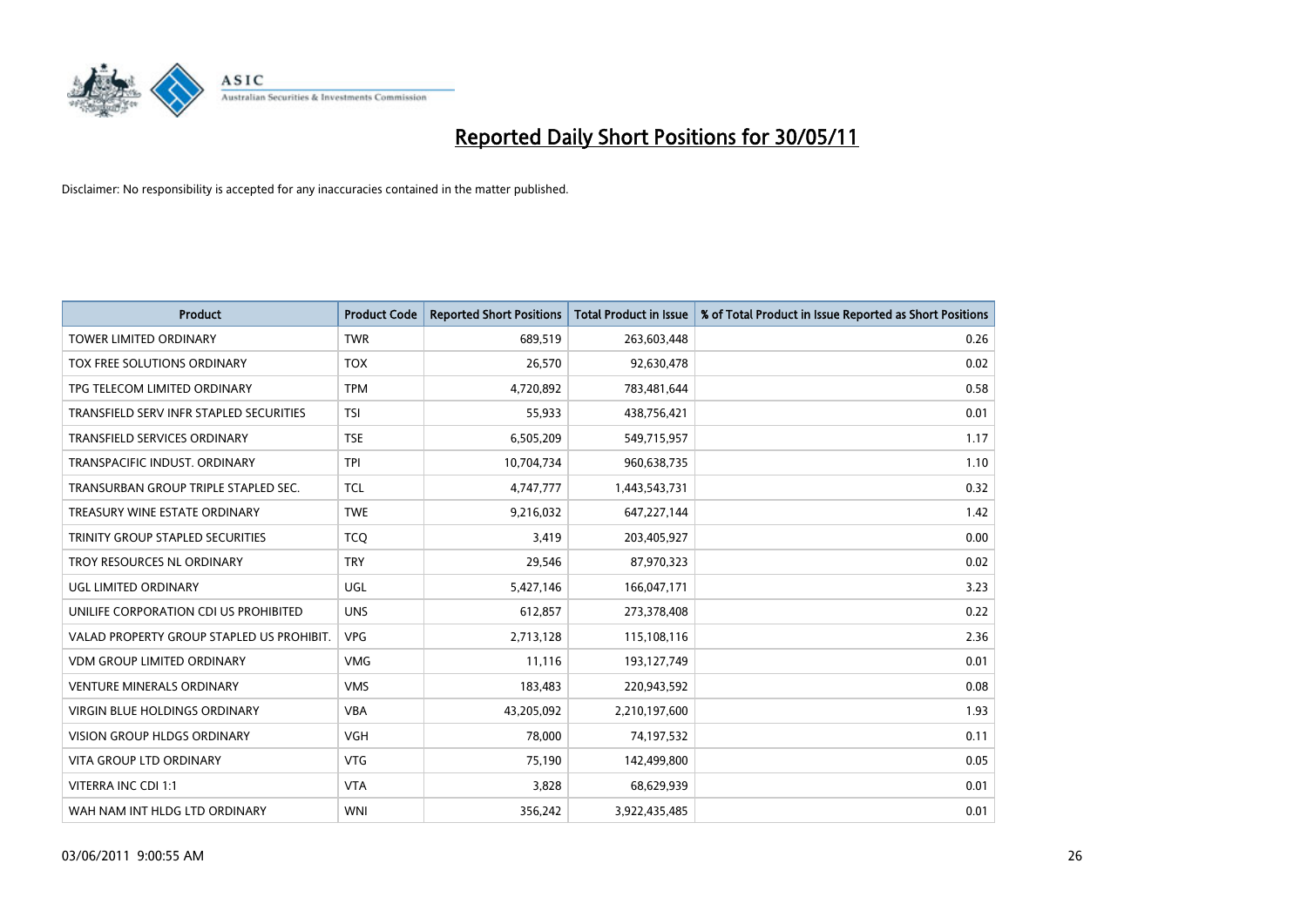# Reported Daily Short Positions for 30/05/11

Disclaimer: No responsibility is accepted for any inaccuracies contained in the matter published.

| Product | Product Code | Reported Short Positions | Total Product in Issue | % of Total Product in Issue Reported as Short Positions |
|---|---|---|---|---|
| TOWER LIMITED ORDINARY | TWR | 689,519 | 263,603,448 | 0.26 |
| TOX FREE SOLUTIONS ORDINARY | TOX | 26,570 | 92,630,478 | 0.02 |
| TPG TELECOM LIMITED ORDINARY | TPM | 4,720,892 | 783,481,644 | 0.58 |
| TRANSFIELD SERV INFR STAPLED SECURITIES | TSI | 55,933 | 438,756,421 | 0.01 |
| TRANSFIELD SERVICES ORDINARY | TSE | 6,505,209 | 549,715,957 | 1.17 |
| TRANSPACIFIC INDUST. ORDINARY | TPI | 10,704,734 | 960,638,735 | 1.10 |
| TRANSURBAN GROUP TRIPLE STAPLED SEC. | TCL | 4,747,777 | 1,443,543,731 | 0.32 |
| TREASURY WINE ESTATE ORDINARY | TWE | 9,216,032 | 647,227,144 | 1.42 |
| TRINITY GROUP STAPLED SECURITIES | TCQ | 3,419 | 203,405,927 | 0.00 |
| TROY RESOURCES NL ORDINARY | TRY | 29,546 | 87,970,323 | 0.02 |
| UGL LIMITED ORDINARY | UGL | 5,427,146 | 166,047,171 | 3.23 |
| UNILIFE CORPORATION CDI US PROHIBITED | UNS | 612,857 | 273,378,408 | 0.22 |
| VALAD PROPERTY GROUP STAPLED US PROHIBIT. | VPG | 2,713,128 | 115,108,116 | 2.36 |
| VDM GROUP LIMITED ORDINARY | VMG | 11,116 | 193,127,749 | 0.01 |
| VENTURE MINERALS ORDINARY | VMS | 183,483 | 220,943,592 | 0.08 |
| VIRGIN BLUE HOLDINGS ORDINARY | VBA | 43,205,092 | 2,210,197,600 | 1.93 |
| VISION GROUP HLDGS ORDINARY | VGH | 78,000 | 74,197,532 | 0.11 |
| VITA GROUP LTD ORDINARY | VTG | 75,190 | 142,499,800 | 0.05 |
| VITERRA INC CDI 1:1 | VTA | 3,828 | 68,629,939 | 0.01 |
| WAH NAM INT HLDG LTD ORDINARY | WNI | 356,242 | 3,922,435,485 | 0.01 |

03/06/2011 9:00:55 AM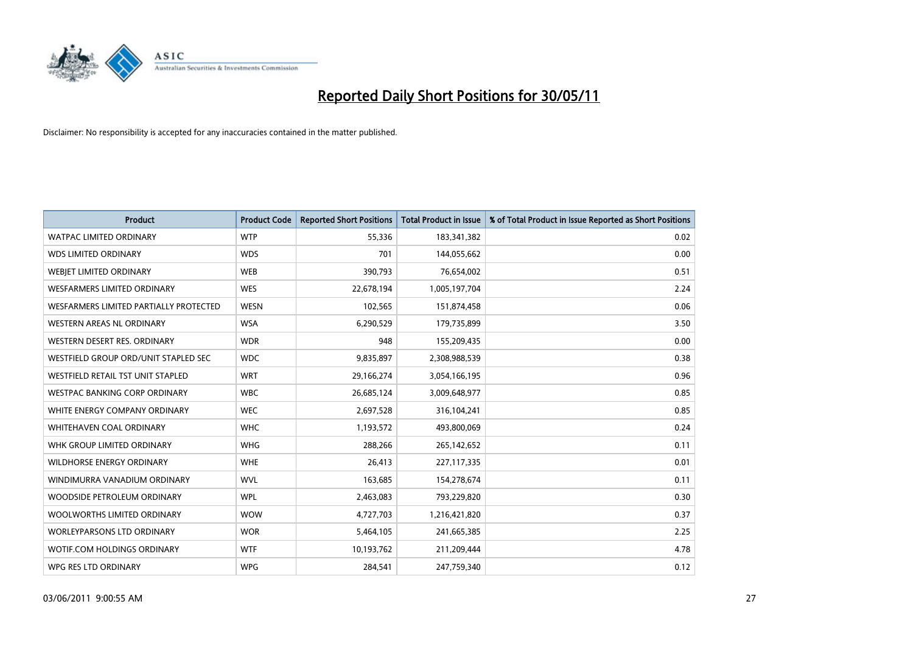# Reported Daily Short Positions for 30/05/11

Disclaimer: No responsibility is accepted for any inaccuracies contained in the matter published.

| Product | Product Code | Reported Short Positions | Total Product in Issue | % of Total Product in Issue Reported as Short Positions |
|---|---|---|---|---|
| WATPAC LIMITED ORDINARY | WTP | 55,336 | 183,341,382 | 0.02 |
| WDS LIMITED ORDINARY | WDS | 701 | 144,055,662 | 0.00 |
| WEBJET LIMITED ORDINARY | WEB | 390,793 | 76,654,002 | 0.51 |
| WESFARMERS LIMITED ORDINARY | WES | 22,678,194 | 1,005,197,704 | 2.24 |
| WESFARMERS LIMITED PARTIALLY PROTECTED | WESN | 102,565 | 151,874,458 | 0.06 |
| WESTERN AREAS NL ORDINARY | WSA | 6,290,529 | 179,735,899 | 3.50 |
| WESTERN DESERT RES. ORDINARY | WDR | 948 | 155,209,435 | 0.00 |
| WESTFIELD GROUP ORD/UNIT STAPLED SEC | WDC | 9,835,897 | 2,308,988,539 | 0.38 |
| WESTFIELD RETAIL TST UNIT STAPLED | WRT | 29,166,274 | 3,054,166,195 | 0.96 |
| WESTPAC BANKING CORP ORDINARY | WBC | 26,685,124 | 3,009,648,977 | 0.85 |
| WHITE ENERGY COMPANY ORDINARY | WEC | 2,697,528 | 316,104,241 | 0.85 |
| WHITEHAVEN COAL ORDINARY | WHC | 1,193,572 | 493,800,069 | 0.24 |
| WHK GROUP LIMITED ORDINARY | WHG | 288,266 | 265,142,652 | 0.11 |
| WILDHORSE ENERGY ORDINARY | WHE | 26,413 | 227,117,335 | 0.01 |
| WINDIMURRA VANADIUM ORDINARY | WVL | 163,685 | 154,278,674 | 0.11 |
| WOODSIDE PETROLEUM ORDINARY | WPL | 2,463,083 | 793,229,820 | 0.30 |
| WOOLWORTHS LIMITED ORDINARY | WOW | 4,727,703 | 1,216,421,820 | 0.37 |
| WORLEYPARSONS LTD ORDINARY | WOR | 5,464,105 | 241,665,385 | 2.25 |
| WOTIF.COM HOLDINGS ORDINARY | WTF | 10,193,762 | 211,209,444 | 4.78 |
| WPG RES LTD ORDINARY | WPG | 284,541 | 247,759,340 | 0.12 |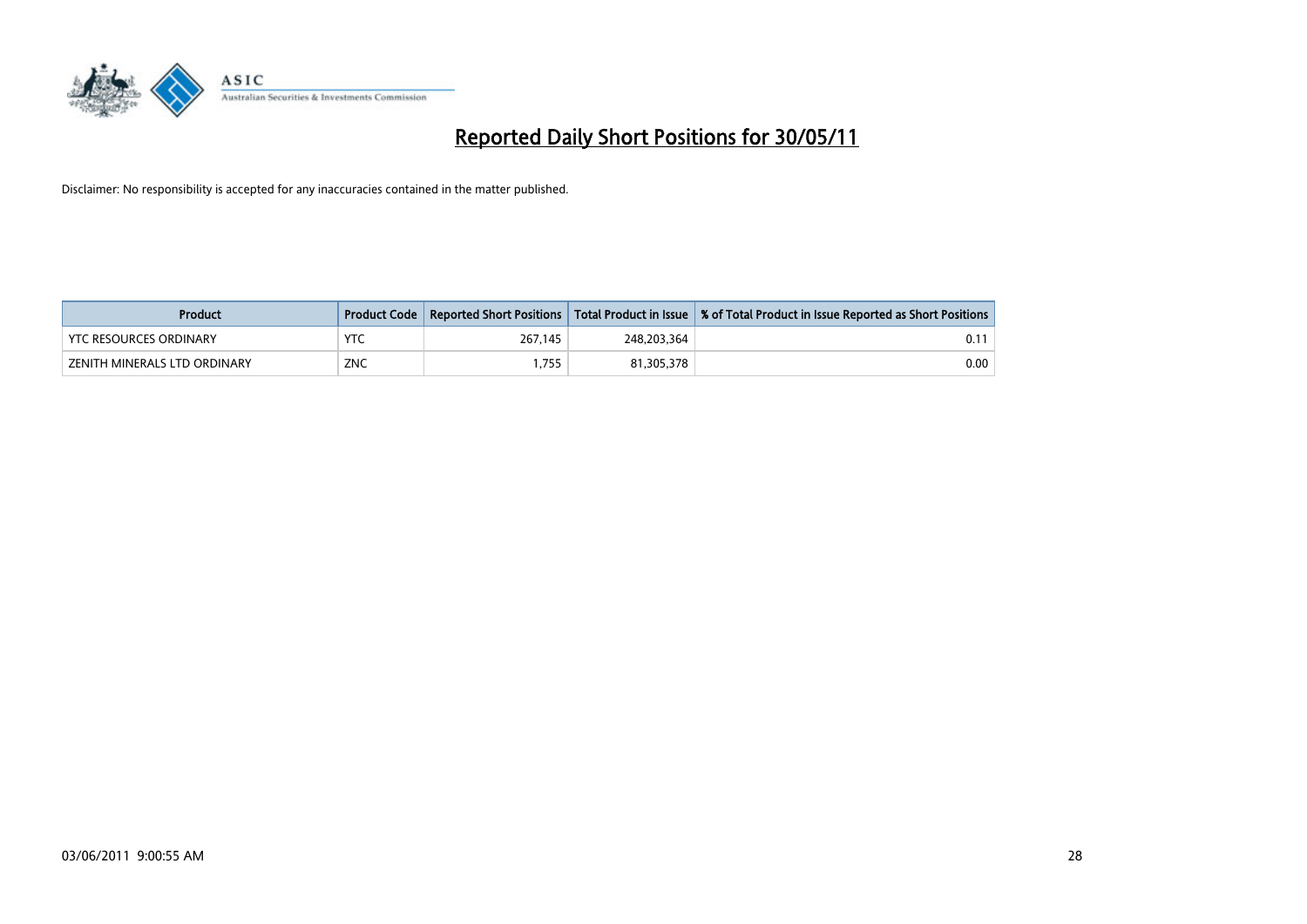# Reported Daily Short Positions for 30/05/11

Disclaimer: No responsibility is accepted for any inaccuracies contained in the matter published.

| Product | Product Code | Reported Short Positions | Total Product in Issue | % of Total Product in Issue Reported as Short Positions |
|---|---|---|---|---|
| YTC RESOURCES ORDINARY | YTC | 267,145 | 248,203,364 | 0.11 |
| ZENITH MINERALS LTD ORDINARY | ZNC | 1,755 | 81,305,378 | 0.00 |

03/06/2011 9:00:55 AM